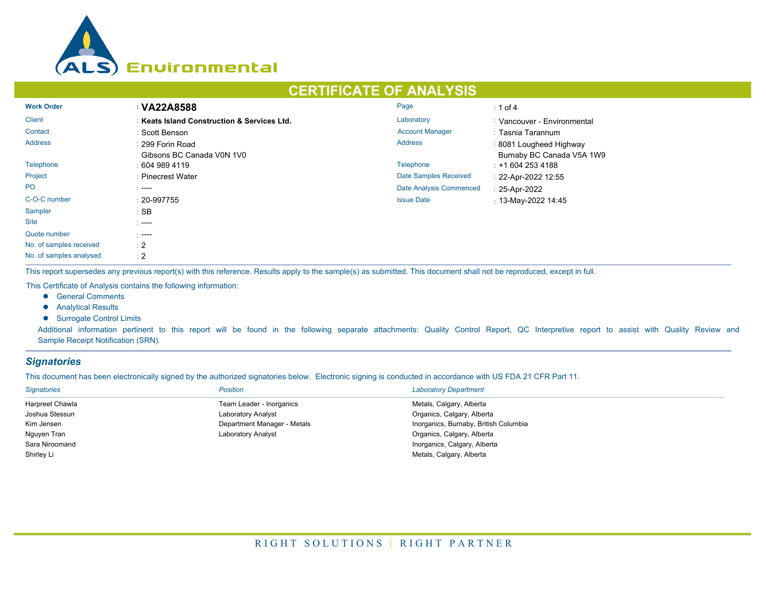ALS Environmental

# CERTIFICATE OF ANALYSIS

| | | | |
|---|---|---|---|
| **Work Order** | : **VA22A8588** | Page | : 1 of 4 |
| Client | : **Keats Island Construction & Services Ltd.** | Laboratory | : Vancouver - Environmental |
| Contact | : Scott Benson | Account Manager | : Tasnia Tarannum |
| Address | : 299 Forin Road<br>Gibsons BC Canada V0N 1V0 | Address | : 8081 Lougheed Highway<br>Burnaby BC Canada V5A 1W9 |
| Telephone | : 604 989 4119 | Telephone | : +1 604 253 4188 |
| Project | : Pinecrest Water | Date Samples Received | : 22-Apr-2022 12:55 |
| PO | : ---- | Date Analysis Commenced | : 25-Apr-2022 |
| C-O-C number | : 20-997755 | Issue Date | : 13-May-2022 14:45 |
| Sampler | : SB | | |
| Site | : ---- | | |
| Quote number | : ---- | | |
| No. of samples received | : 2 | | |
| No. of samples analysed | : 2 | | |

This report supersedes any previous report(s) with this reference. Results apply to the sample(s) as submitted. This document shall not be reproduced, except in full.

This Certificate of Analysis contains the following information:

- General Comments
- Analytical Results
- Surrogate Control Limits

Additional information pertinent to this report will be found in the following separate attachments: Quality Control Report, QC Interpretive report to assist with Quality Review and Sample Receipt Notification (SRN).

## *Signatories*

This document has been electronically signed by the authorized signatories below. Electronic signing is conducted in accordance with US FDA 21 CFR Part 11.

| *Signatories* | *Position* | *Laboratory Department* |
|---|---|---|
| Harpreet Chawla | Team Leader - Inorganics | Metals, Calgary, Alberta |
| Joshua Stessun | Laboratory Analyst | Organics, Calgary, Alberta |
| Kim Jensen | Department Manager - Metals | Inorganics, Burnaby, British Columbia |
| Nguyen Tran | Laboratory Analyst | Organics, Calgary, Alberta |
| Sara Niroomand | | Inorganics, Calgary, Alberta |
| Shirley Li | | Metals, Calgary, Alberta |

RIGHT SOLUTIONS | RIGHT PARTNER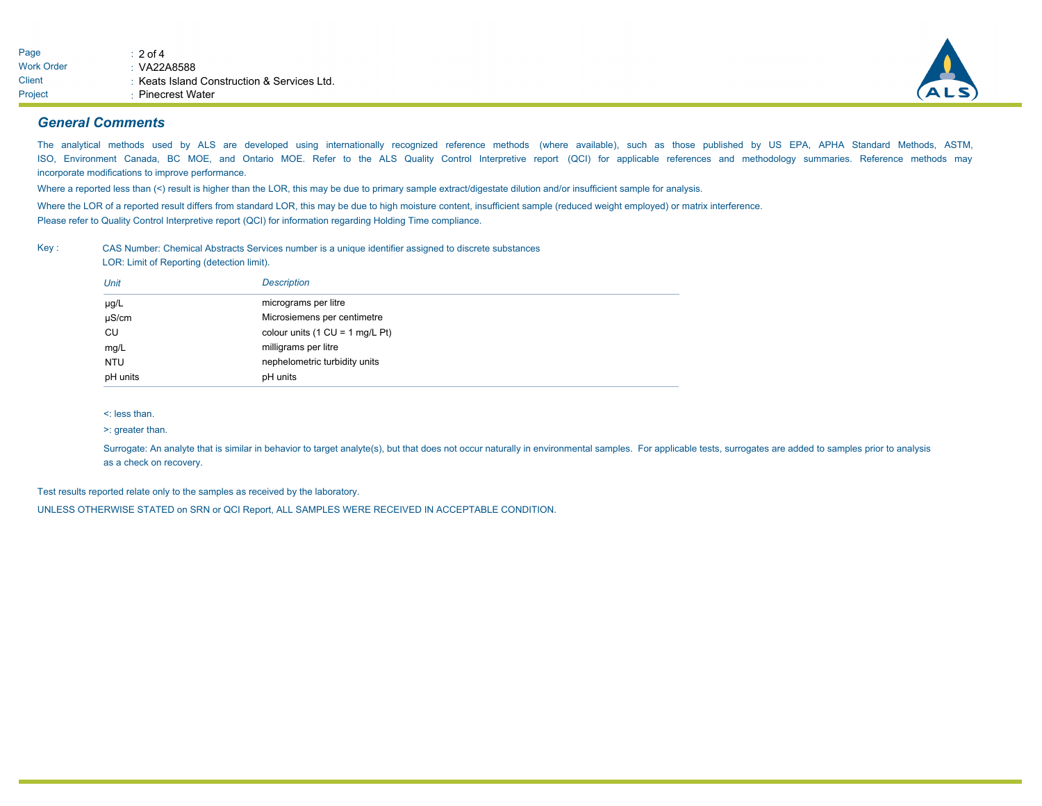## General Comments

The analytical methods used by ALS are developed using internationally recognized reference methods (where available), such as those published by US EPA, APHA Standard Methods, ASTM, ISO, Environment Canada, BC MOE, and Ontario MOE. Refer to the ALS Quality Control Interpretive report (QCI) for applicable references and methodology summaries. Reference methods may incorporate modifications to improve performance.

Where a reported less than (<) result is higher than the LOR, this may be due to primary sample extract/digestate dilution and/or insufficient sample for analysis.

Where the LOR of a reported result differs from standard LOR, this may be due to high moisture content, insufficient sample (reduced weight employed) or matrix interference.

Please refer to Quality Control Interpretive report (QCI) for information regarding Holding Time compliance.

Key :

CAS Number: Chemical Abstracts Services number is a unique identifier assigned to discrete substances

LOR: Limit of Reporting (detection limit).

| *Unit* | *Description* |
|---|---|
| µg/L | micrograms per litre |
| µS/cm | Microsiemens per centimetre |
| CU | colour units (1 CU = 1 mg/L Pt) |
| mg/L | milligrams per litre |
| NTU | nephelometric turbidity units |
| pH units | pH units |

<: less than.

>: greater than.

Surrogate: An analyte that is similar in behavior to target analyte(s), but that does not occur naturally in environmental samples. For applicable tests, surrogates are added to samples prior to analysis as a check on recovery.

Test results reported relate only to the samples as received by the laboratory.

UNLESS OTHERWISE STATED on SRN or QCI Report, ALL SAMPLES WERE RECEIVED IN ACCEPTABLE CONDITION.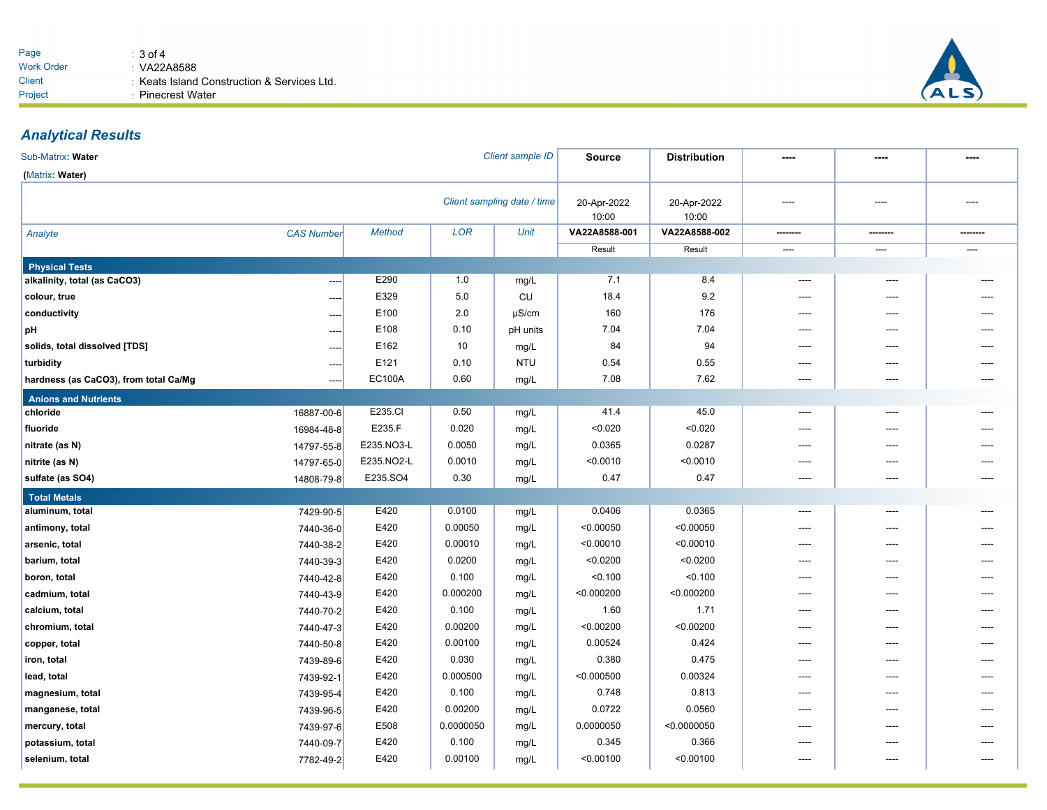Page : 3 of 4
Work Order : VA22A8588
Client : Keats Island Construction & Services Ltd.
Project : Pinecrest Water

## Analytical Results

Sub-Matrix: **Water**

(Matrix: **Water**)

| | | | | Client sample ID | Source | Distribution | ---- | ---- | ---- |
|---|---|---|---|---|---|---|---|---|---|
| | | | | Client sampling date / time | 20-Apr-2022 10:00 | 20-Apr-2022 10:00 | ---- | ---- | ---- |
| *Analyte* | *CAS Number* | *Method* | *LOR* | *Unit* | VA22A8588-001 | VA22A8588-002 | -------- | -------- | -------- |
| | | | | | Result | Result | ---- | ---- | ---- |
| **Physical Tests** | | | | | | | | | |
| **alkalinity, total (as CaCO3)** | ---- | E290 | 1.0 | mg/L | 7.1 | 8.4 | ---- | ---- | ---- |
| **colour, true** | ---- | E329 | 5.0 | CU | 18.4 | 9.2 | ---- | ---- | ---- |
| **conductivity** | ---- | E100 | 2.0 | µS/cm | 160 | 176 | ---- | ---- | ---- |
| **pH** | ---- | E108 | 0.10 | pH units | 7.04 | 7.04 | ---- | ---- | ---- |
| **solids, total dissolved [TDS]** | ---- | E162 | 10 | mg/L | 84 | 94 | ---- | ---- | ---- |
| **turbidity** | ---- | E121 | 0.10 | NTU | 0.54 | 0.55 | ---- | ---- | ---- |
| **hardness (as CaCO3), from total Ca/Mg** | ---- | EC100A | 0.60 | mg/L | 7.08 | 7.62 | ---- | ---- | ---- |
| **Anions and Nutrients** | | | | | | | | | |
| **chloride** | 16887-00-6 | E235.Cl | 0.50 | mg/L | 41.4 | 45.0 | ---- | ---- | ---- |
| **fluoride** | 16984-48-8 | E235.F | 0.020 | mg/L | <0.020 | <0.020 | ---- | ---- | ---- |
| **nitrate (as N)** | 14797-55-8 | E235.NO3-L | 0.0050 | mg/L | 0.0365 | 0.0287 | ---- | ---- | ---- |
| **nitrite (as N)** | 14797-65-0 | E235.NO2-L | 0.0010 | mg/L | <0.0010 | <0.0010 | ---- | ---- | ---- |
| **sulfate (as SO4)** | 14808-79-8 | E235.SO4 | 0.30 | mg/L | 0.47 | 0.47 | ---- | ---- | ---- |
| **Total Metals** | | | | | | | | | |
| **aluminum, total** | 7429-90-5 | E420 | 0.0100 | mg/L | 0.0406 | 0.0365 | ---- | ---- | ---- |
| **antimony, total** | 7440-36-0 | E420 | 0.00050 | mg/L | <0.00050 | <0.00050 | ---- | ---- | ---- |
| **arsenic, total** | 7440-38-2 | E420 | 0.00010 | mg/L | <0.00010 | <0.00010 | ---- | ---- | ---- |
| **barium, total** | 7440-39-3 | E420 | 0.0200 | mg/L | <0.0200 | <0.0200 | ---- | ---- | ---- |
| **boron, total** | 7440-42-8 | E420 | 0.100 | mg/L | <0.100 | <0.100 | ---- | ---- | ---- |
| **cadmium, total** | 7440-43-9 | E420 | 0.000200 | mg/L | <0.000200 | <0.000200 | ---- | ---- | ---- |
| **calcium, total** | 7440-70-2 | E420 | 0.100 | mg/L | 1.60 | 1.71 | ---- | ---- | ---- |
| **chromium, total** | 7440-47-3 | E420 | 0.00200 | mg/L | <0.00200 | <0.00200 | ---- | ---- | ---- |
| **copper, total** | 7440-50-8 | E420 | 0.00100 | mg/L | 0.00524 | 0.424 | ---- | ---- | ---- |
| **iron, total** | 7439-89-6 | E420 | 0.030 | mg/L | 0.380 | 0.475 | ---- | ---- | ---- |
| **lead, total** | 7439-92-1 | E420 | 0.000500 | mg/L | <0.000500 | 0.00324 | ---- | ---- | ---- |
| **magnesium, total** | 7439-95-4 | E420 | 0.100 | mg/L | 0.748 | 0.813 | ---- | ---- | ---- |
| **manganese, total** | 7439-96-5 | E420 | 0.00200 | mg/L | 0.0722 | 0.0560 | ---- | ---- | ---- |
| **mercury, total** | 7439-97-6 | E508 | 0.0000050 | mg/L | 0.0000050 | <0.0000050 | ---- | ---- | ---- |
| **potassium, total** | 7440-09-7 | E420 | 0.100 | mg/L | 0.345 | 0.366 | ---- | ---- | ---- |
| **selenium, total** | 7782-49-2 | E420 | 0.00100 | mg/L | <0.00100 | <0.00100 | ---- | ---- | ---- |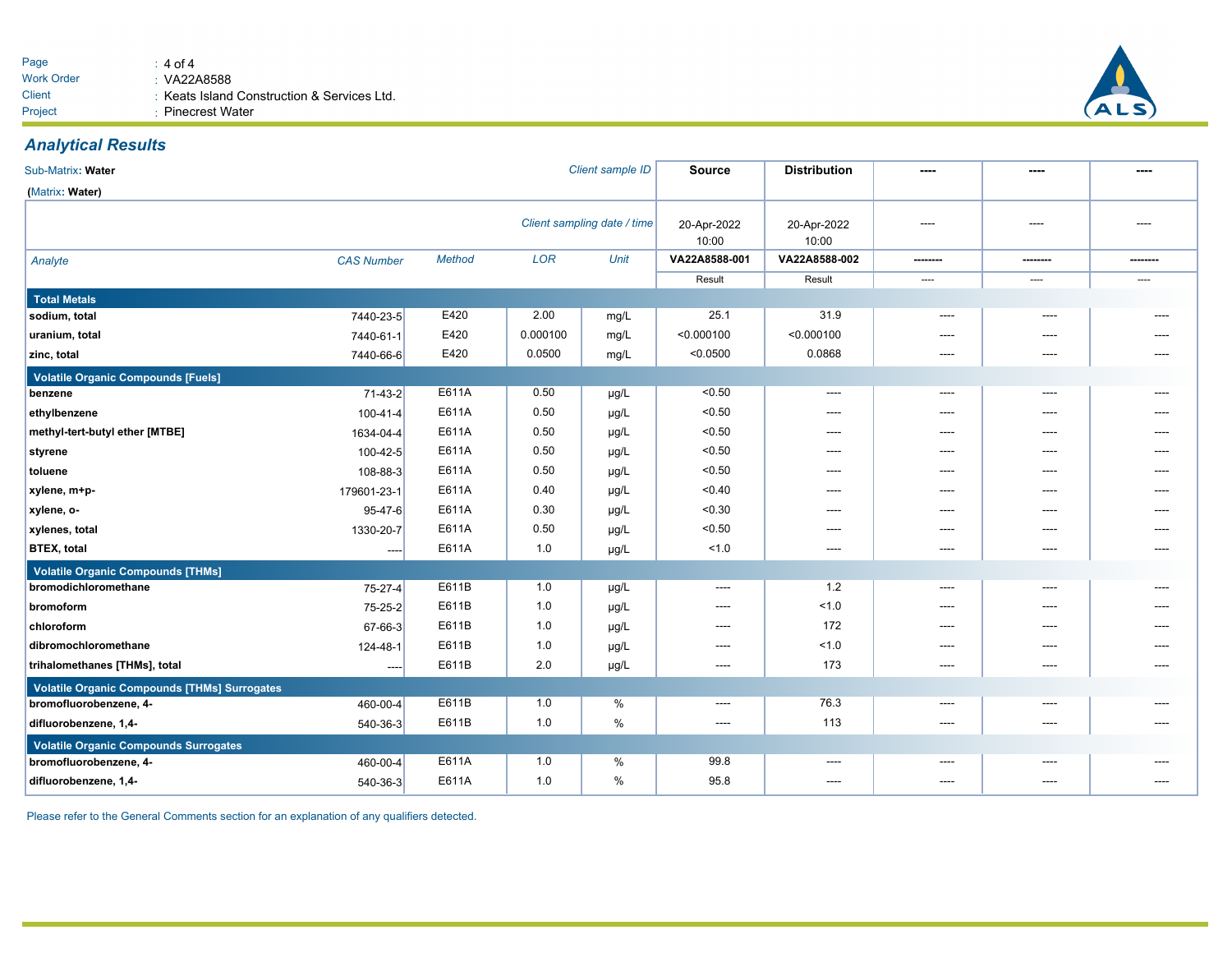| Page | : 4 of 4 |
|---|---|
| Work Order | : VA22A8588 |
| Client | : Keats Island Construction & Services Ltd. |
| Project | : Pinecrest Water |

## Analytical Results

Sub-Matrix: **Water**

(Matrix: **Water**)

| | | | | Client sample ID | Source | Distribution | ---- | ---- | ---- |
|---|---|---|---|---|---|---|---|---|---|
| | | | | Client sampling date / time | 20-Apr-2022 10:00 | 20-Apr-2022 10:00 | ---- | ---- | ---- |
| Analyte | CAS Number | Method | LOR | Unit | VA22A8588-001 | VA22A8588-002 | -------- | -------- | -------- |
| | | | | | Result | Result | ---- | ---- | ---- |
| **Total Metals** | | | | | | | | | |
| **sodium, total** | 7440-23-5 | E420 | 2.00 | mg/L | 25.1 | 31.9 | ---- | ---- | ---- |
| **uranium, total** | 7440-61-1 | E420 | 0.000100 | mg/L | <0.000100 | <0.000100 | ---- | ---- | ---- |
| **zinc, total** | 7440-66-6 | E420 | 0.0500 | mg/L | <0.0500 | 0.0868 | ---- | ---- | ---- |
| **Volatile Organic Compounds [Fuels]** | | | | | | | | | |
| **benzene** | 71-43-2 | E611A | 0.50 | µg/L | <0.50 | ---- | ---- | ---- | ---- |
| **ethylbenzene** | 100-41-4 | E611A | 0.50 | µg/L | <0.50 | ---- | ---- | ---- | ---- |
| **methyl-tert-butyl ether [MTBE]** | 1634-04-4 | E611A | 0.50 | µg/L | <0.50 | ---- | ---- | ---- | ---- |
| **styrene** | 100-42-5 | E611A | 0.50 | µg/L | <0.50 | ---- | ---- | ---- | ---- |
| **toluene** | 108-88-3 | E611A | 0.50 | µg/L | <0.50 | ---- | ---- | ---- | ---- |
| **xylene, m+p-** | 179601-23-1 | E611A | 0.40 | µg/L | <0.40 | ---- | ---- | ---- | ---- |
| **xylene, o-** | 95-47-6 | E611A | 0.30 | µg/L | <0.30 | ---- | ---- | ---- | ---- |
| **xylenes, total** | 1330-20-7 | E611A | 0.50 | µg/L | <0.50 | ---- | ---- | ---- | ---- |
| **BTEX, total** | ---- | E611A | 1.0 | µg/L | <1.0 | ---- | ---- | ---- | ---- |
| **Volatile Organic Compounds [THMs]** | | | | | | | | | |
| **bromodichloromethane** | 75-27-4 | E611B | 1.0 | µg/L | ---- | 1.2 | ---- | ---- | ---- |
| **bromoform** | 75-25-2 | E611B | 1.0 | µg/L | ---- | <1.0 | ---- | ---- | ---- |
| **chloroform** | 67-66-3 | E611B | 1.0 | µg/L | ---- | 172 | ---- | ---- | ---- |
| **dibromochloromethane** | 124-48-1 | E611B | 1.0 | µg/L | ---- | <1.0 | ---- | ---- | ---- |
| **trihalomethanes [THMs], total** | ---- | E611B | 2.0 | µg/L | ---- | 173 | ---- | ---- | ---- |
| **Volatile Organic Compounds [THMs] Surrogates** | | | | | | | | | |
| **bromofluorobenzene, 4-** | 460-00-4 | E611B | 1.0 | % | ---- | 76.3 | ---- | ---- | ---- |
| **difluorobenzene, 1,4-** | 540-36-3 | E611B | 1.0 | % | ---- | 113 | ---- | ---- | ---- |
| **Volatile Organic Compounds Surrogates** | | | | | | | | | |
| **bromofluorobenzene, 4-** | 460-00-4 | E611A | 1.0 | % | 99.8 | ---- | ---- | ---- | ---- |
| **difluorobenzene, 1,4-** | 540-36-3 | E611A | 1.0 | % | 95.8 | ---- | ---- | ---- | ---- |

Please refer to the General Comments section for an explanation of any qualifiers detected.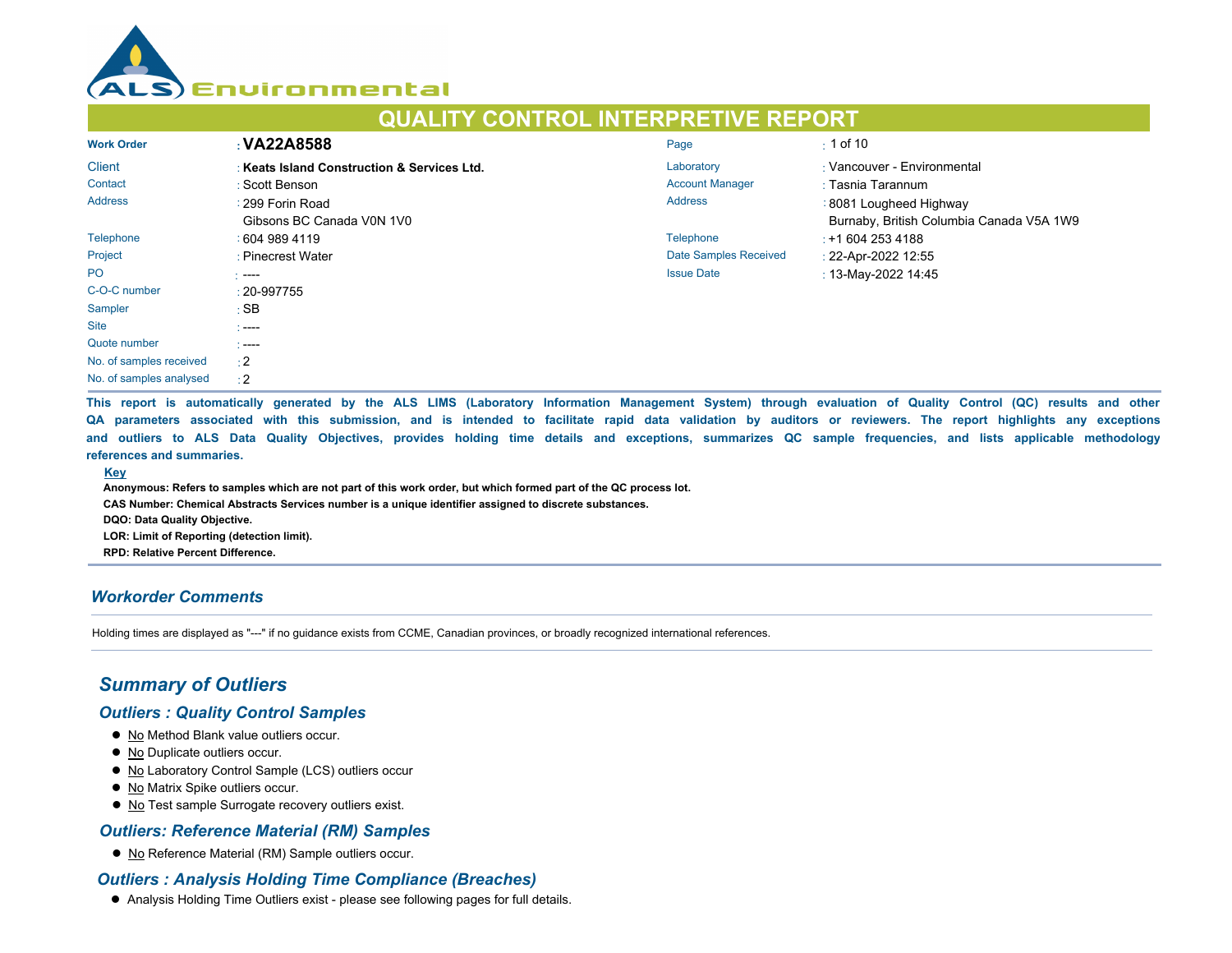# QUALITY CONTROL INTERPRETIVE REPORT

| | | | |
|---|---|---|---|
| **Work Order** | : **VA22A8588** | Page | : 1 of 10 |
| Client | : **Keats Island Construction & Services Ltd.** | Laboratory | : Vancouver - Environmental |
| Contact | : Scott Benson | Account Manager | : Tasnia Tarannum |
| Address | : 299 Forin Road<br>Gibsons BC Canada V0N 1V0 | Address | : 8081 Lougheed Highway<br>Burnaby, British Columbia Canada V5A 1W9 |
| Telephone | : 604 989 4119 | Telephone | : +1 604 253 4188 |
| Project | : Pinecrest Water | Date Samples Received | : 22-Apr-2022 12:55 |
| PO | : ---- | Issue Date | : 13-May-2022 14:45 |
| C-O-C number | : 20-997755 | | |
| Sampler | : SB | | |
| Site | : ---- | | |
| Quote number | : ---- | | |
| No. of samples received | : 2 | | |
| No. of samples analysed | : 2 | | |

**This report is automatically generated by the ALS LIMS (Laboratory Information Management System) through evaluation of Quality Control (QC) results and other QA parameters associated with this submission, and is intended to facilitate rapid data validation by auditors or reviewers. The report highlights any exceptions and outliers to ALS Data Quality Objectives, provides holding time details and exceptions, summarizes QC sample frequencies, and lists applicable methodology references and summaries.**

**Key**

**Anonymous: Refers to samples which are not part of this work order, but which formed part of the QC process lot.**
**CAS Number: Chemical Abstracts Services number is a unique identifier assigned to discrete substances.**
**DQO: Data Quality Objective.**
**LOR: Limit of Reporting (detection limit).**
**RPD: Relative Percent Difference.**

## Workorder Comments

Holding times are displayed as "---" if no guidance exists from CCME, Canadian provinces, or broadly recognized international references.

## Summary of Outliers

### Outliers : Quality Control Samples

- No Method Blank value outliers occur.
- No Duplicate outliers occur.
- No Laboratory Control Sample (LCS) outliers occur
- No Matrix Spike outliers occur.
- No Test sample Surrogate recovery outliers exist.

### Outliers: Reference Material (RM) Samples

- No Reference Material (RM) Sample outliers occur.

### Outliers : Analysis Holding Time Compliance (Breaches)

- Analysis Holding Time Outliers exist - please see following pages for full details.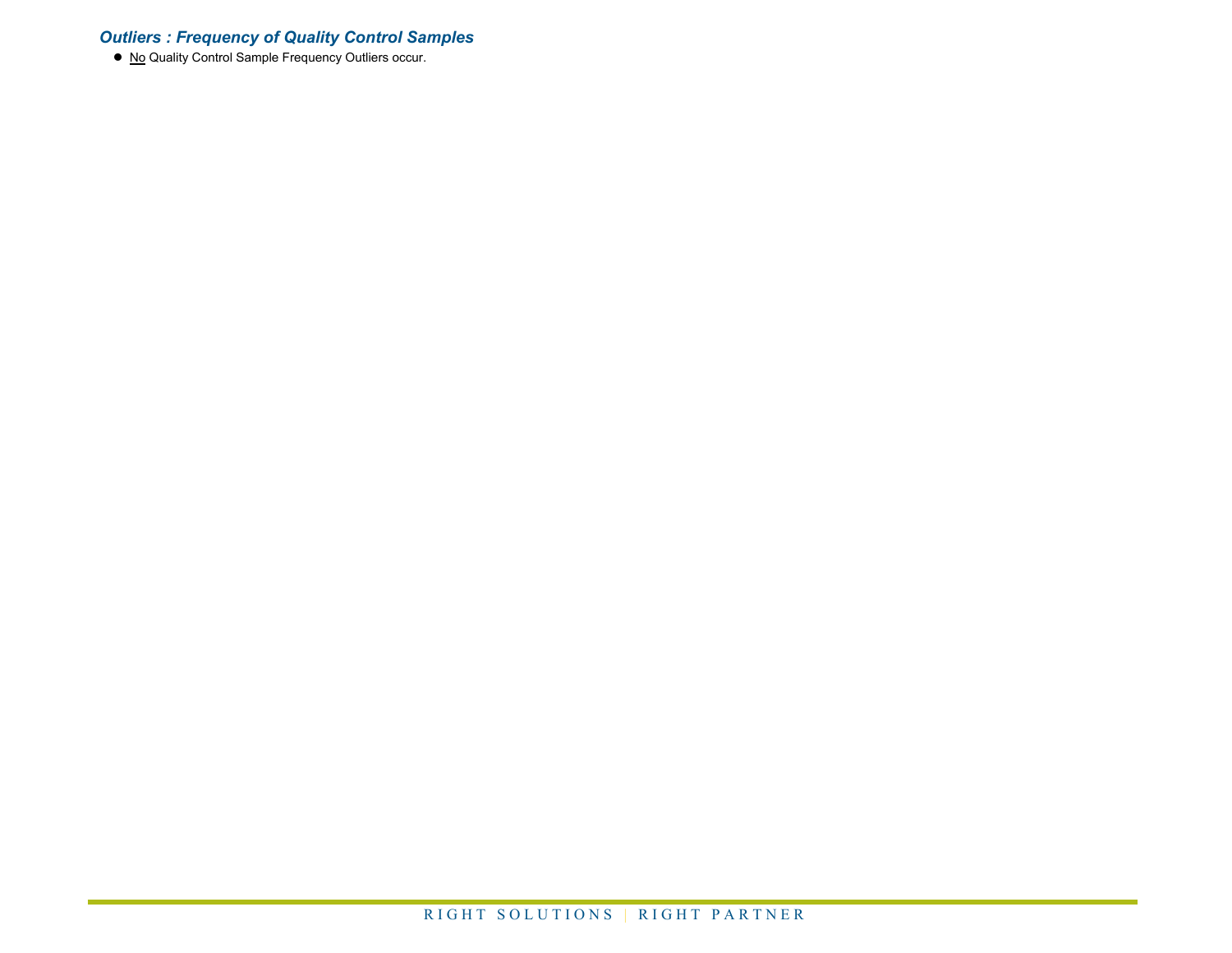### *Outliers : Frequency of Quality Control Samples*

- No Quality Control Sample Frequency Outliers occur.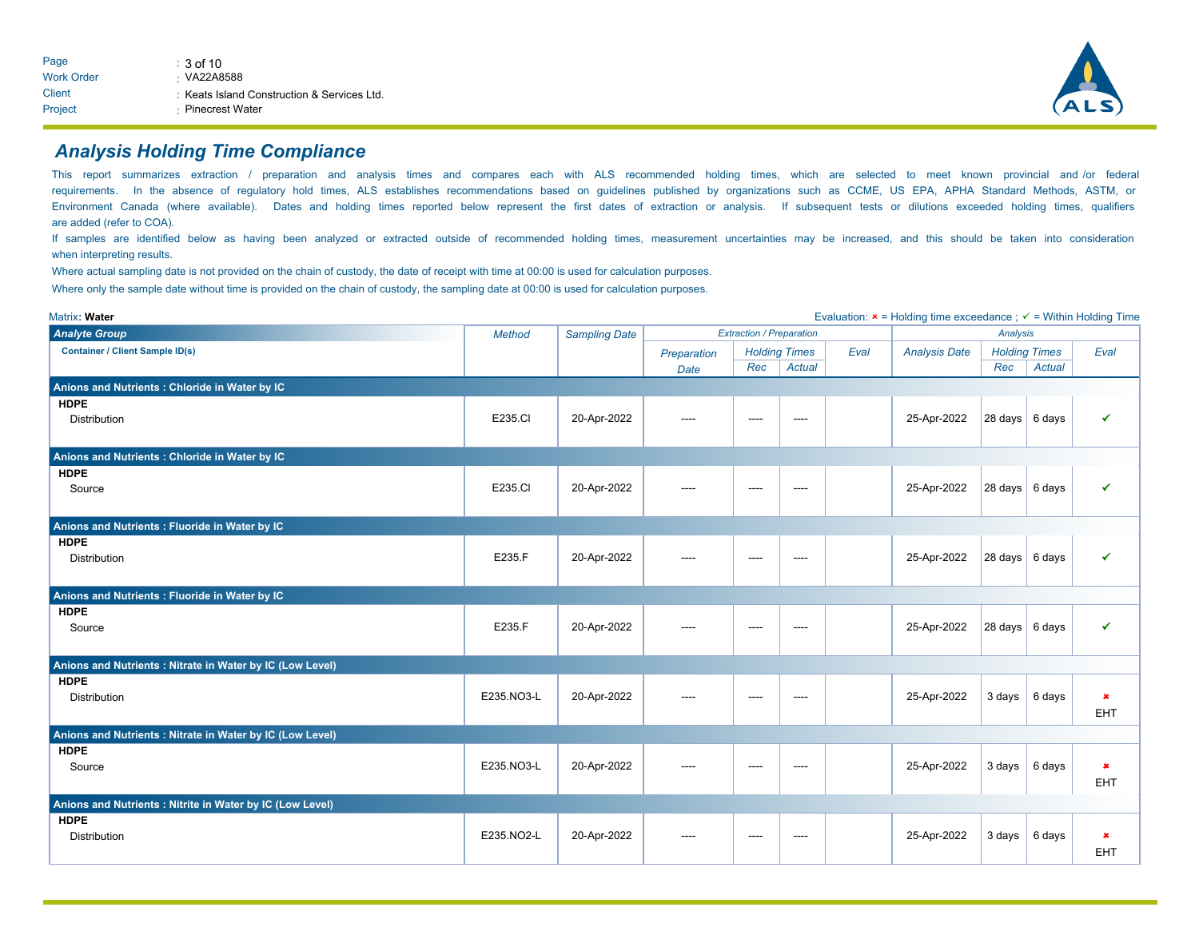## Analysis Holding Time Compliance

This report summarizes extraction / preparation and analysis times and compares each with ALS recommended holding times, which are selected to meet known provincial and /or federal requirements. In the absence of regulatory hold times, ALS establishes recommendations based on guidelines published by organizations such as CCME, US EPA, APHA Standard Methods, ASTM, or Environment Canada (where available). Dates and holding times reported below represent the first dates of extraction or analysis. If subsequent tests or dilutions exceeded holding times, qualifiers are added (refer to COA).

If samples are identified below as having been analyzed or extracted outside of recommended holding times, measurement uncertainties may be increased, and this should be taken into consideration when interpreting results.

Where actual sampling date is not provided on the chain of custody, the date of receipt with time at 00:00 is used for calculation purposes.

Where only the sample date without time is provided on the chain of custody, the sampling date at 00:00 is used for calculation purposes.

Matrix: **Water**

Evaluation: ✖ = Holding time exceedance ; ✓ = Within Holding Time

| Analyte Group / Container / Client Sample ID(s) | Method | Sampling Date | Extraction / Preparation: Preparation Date | Holding Times Rec | Holding Times Actual | Eval | Analysis: Analysis Date | Holding Times Rec | Holding Times Actual | Eval |
|---|---|---|---|---|---|---|---|---|---|---|
| **Anions and Nutrients : Chloride in Water by IC** | | | | | | | | | | |
| **HDPE** Distribution | E235.Cl | 20-Apr-2022 | ---- | ---- | ---- | | 25-Apr-2022 | 28 days | 6 days | ✓ |
| **Anions and Nutrients : Chloride in Water by IC** | | | | | | | | | | |
| **HDPE** Source | E235.Cl | 20-Apr-2022 | ---- | ---- | ---- | | 25-Apr-2022 | 28 days | 6 days | ✓ |
| **Anions and Nutrients : Fluoride in Water by IC** | | | | | | | | | | |
| **HDPE** Distribution | E235.F | 20-Apr-2022 | ---- | ---- | ---- | | 25-Apr-2022 | 28 days | 6 days | ✓ |
| **Anions and Nutrients : Fluoride in Water by IC** | | | | | | | | | | |
| **HDPE** Source | E235.F | 20-Apr-2022 | ---- | ---- | ---- | | 25-Apr-2022 | 28 days | 6 days | ✓ |
| **Anions and Nutrients : Nitrate in Water by IC (Low Level)** | | | | | | | | | | |
| **HDPE** Distribution | E235.NO3-L | 20-Apr-2022 | ---- | ---- | ---- | | 25-Apr-2022 | 3 days | 6 days | ✖ EHT |
| **Anions and Nutrients : Nitrate in Water by IC (Low Level)** | | | | | | | | | | |
| **HDPE** Source | E235.NO3-L | 20-Apr-2022 | ---- | ---- | ---- | | 25-Apr-2022 | 3 days | 6 days | ✖ EHT |
| **Anions and Nutrients : Nitrite in Water by IC (Low Level)** | | | | | | | | | | |
| **HDPE** Distribution | E235.NO2-L | 20-Apr-2022 | ---- | ---- | ---- | | 25-Apr-2022 | 3 days | 6 days | ✖ EHT |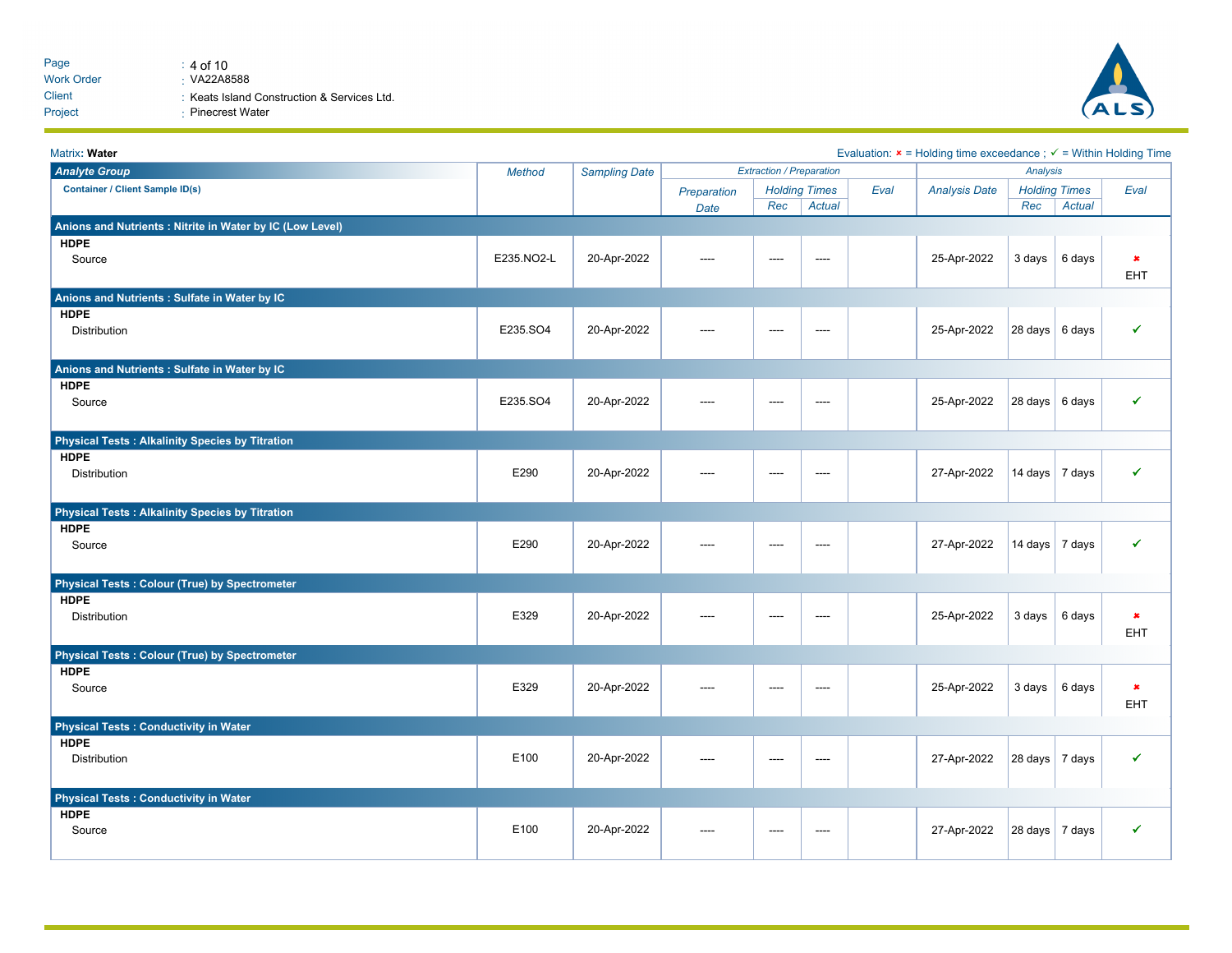Page : 4 of 10
Work Order : VA22A8588
Client : Keats Island Construction & Services Ltd.
Project : Pinecrest Water

Matrix: **Water**

Evaluation: × = Holding time exceedance ; ✓ = Within Holding Time

| Analyte Group | Method | Sampling Date | Extraction / Preparation | | | | Analysis | | | |
|---|---|---|---|---|---|---|---|---|---|---|
| Container / Client Sample ID(s) | | | Preparation Date | Holding Times | | Eval | Analysis Date | Holding Times | | Eval |
| | | | | Rec | Actual | | | Rec | Actual | |
| **Anions and Nutrients : Nitrite in Water by IC (Low Level)** | | | | | | | | | | |
| **HDPE** Source | E235.NO2-L | 20-Apr-2022 | ---- | ---- | ---- | | 25-Apr-2022 | 3 days | 6 days | × EHT |
| **Anions and Nutrients : Sulfate in Water by IC** | | | | | | | | | | |
| **HDPE** Distribution | E235.SO4 | 20-Apr-2022 | ---- | ---- | ---- | | 25-Apr-2022 | 28 days | 6 days | ✓ |
| **Anions and Nutrients : Sulfate in Water by IC** | | | | | | | | | | |
| **HDPE** Source | E235.SO4 | 20-Apr-2022 | ---- | ---- | ---- | | 25-Apr-2022 | 28 days | 6 days | ✓ |
| **Physical Tests : Alkalinity Species by Titration** | | | | | | | | | | |
| **HDPE** Distribution | E290 | 20-Apr-2022 | ---- | ---- | ---- | | 27-Apr-2022 | 14 days | 7 days | ✓ |
| **Physical Tests : Alkalinity Species by Titration** | | | | | | | | | | |
| **HDPE** Source | E290 | 20-Apr-2022 | ---- | ---- | ---- | | 27-Apr-2022 | 14 days | 7 days | ✓ |
| **Physical Tests : Colour (True) by Spectrometer** | | | | | | | | | | |
| **HDPE** Distribution | E329 | 20-Apr-2022 | ---- | ---- | ---- | | 25-Apr-2022 | 3 days | 6 days | × EHT |
| **Physical Tests : Colour (True) by Spectrometer** | | | | | | | | | | |
| **HDPE** Source | E329 | 20-Apr-2022 | ---- | ---- | ---- | | 25-Apr-2022 | 3 days | 6 days | × EHT |
| **Physical Tests : Conductivity in Water** | | | | | | | | | | |
| **HDPE** Distribution | E100 | 20-Apr-2022 | ---- | ---- | ---- | | 27-Apr-2022 | 28 days | 7 days | ✓ |
| **Physical Tests : Conductivity in Water** | | | | | | | | | | |
| **HDPE** Source | E100 | 20-Apr-2022 | ---- | ---- | ---- | | 27-Apr-2022 | 28 days | 7 days | ✓ |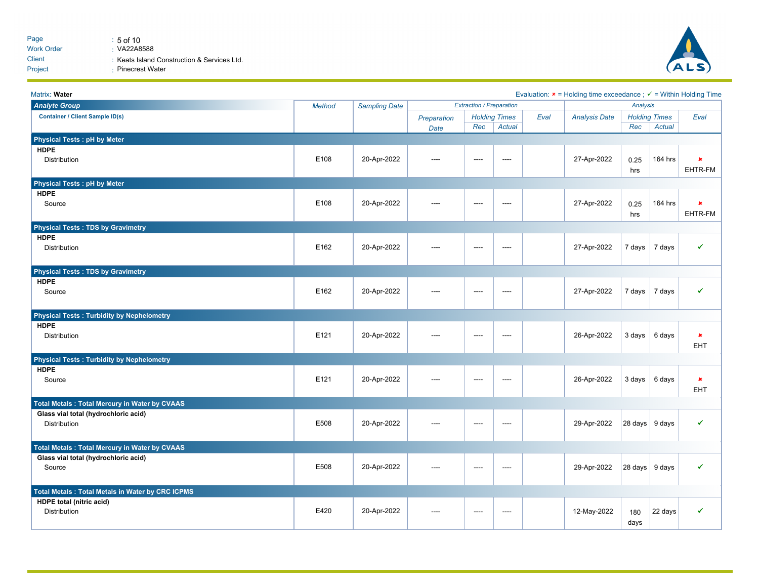Matrix: **Water**

Evaluation: ✖ = Holding time exceedance ; ✓ = Within Holding Time

| Analyte Group | Method | Sampling Date | Extraction / Preparation | | | | Analysis | | | |
|---|---|---|---|---|---|---|---|---|---|---|
| Container / Client Sample ID(s) | | | Preparation Date | Holding Times Rec | Holding Times Actual | Eval | Analysis Date | Holding Times Rec | Holding Times Actual | Eval |
| **Physical Tests : pH by Meter** | | | | | | | | | | |
| **HDPE** | | | | | | | | | | |
| Distribution | E108 | 20-Apr-2022 | ---- | ---- | ---- | | 27-Apr-2022 | 0.25 hrs | 164 hrs | ✖ EHTR-FM |
| **Physical Tests : pH by Meter** | | | | | | | | | | |
| **HDPE** | | | | | | | | | | |
| Source | E108 | 20-Apr-2022 | ---- | ---- | ---- | | 27-Apr-2022 | 0.25 hrs | 164 hrs | ✖ EHTR-FM |
| **Physical Tests : TDS by Gravimetry** | | | | | | | | | | |
| **HDPE** | | | | | | | | | | |
| Distribution | E162 | 20-Apr-2022 | ---- | ---- | ---- | | 27-Apr-2022 | 7 days | 7 days | ✓ |
| **Physical Tests : TDS by Gravimetry** | | | | | | | | | | |
| **HDPE** | | | | | | | | | | |
| Source | E162 | 20-Apr-2022 | ---- | ---- | ---- | | 27-Apr-2022 | 7 days | 7 days | ✓ |
| **Physical Tests : Turbidity by Nephelometry** | | | | | | | | | | |
| **HDPE** | | | | | | | | | | |
| Distribution | E121 | 20-Apr-2022 | ---- | ---- | ---- | | 26-Apr-2022 | 3 days | 6 days | ✖ EHT |
| **Physical Tests : Turbidity by Nephelometry** | | | | | | | | | | |
| **HDPE** | | | | | | | | | | |
| Source | E121 | 20-Apr-2022 | ---- | ---- | ---- | | 26-Apr-2022 | 3 days | 6 days | ✖ EHT |
| **Total Metals : Total Mercury in Water by CVAAS** | | | | | | | | | | |
| **Glass vial total (hydrochloric acid)** | | | | | | | | | | |
| Distribution | E508 | 20-Apr-2022 | ---- | ---- | ---- | | 29-Apr-2022 | 28 days | 9 days | ✓ |
| **Total Metals : Total Mercury in Water by CVAAS** | | | | | | | | | | |
| **Glass vial total (hydrochloric acid)** | | | | | | | | | | |
| Source | E508 | 20-Apr-2022 | ---- | ---- | ---- | | 29-Apr-2022 | 28 days | 9 days | ✓ |
| **Total Metals : Total Metals in Water by CRC ICPMS** | | | | | | | | | | |
| **HDPE total (nitric acid)** | | | | | | | | | | |
| Distribution | E420 | 20-Apr-2022 | ---- | ---- | ---- | | 12-May-2022 | 180 days | 22 days | ✓ |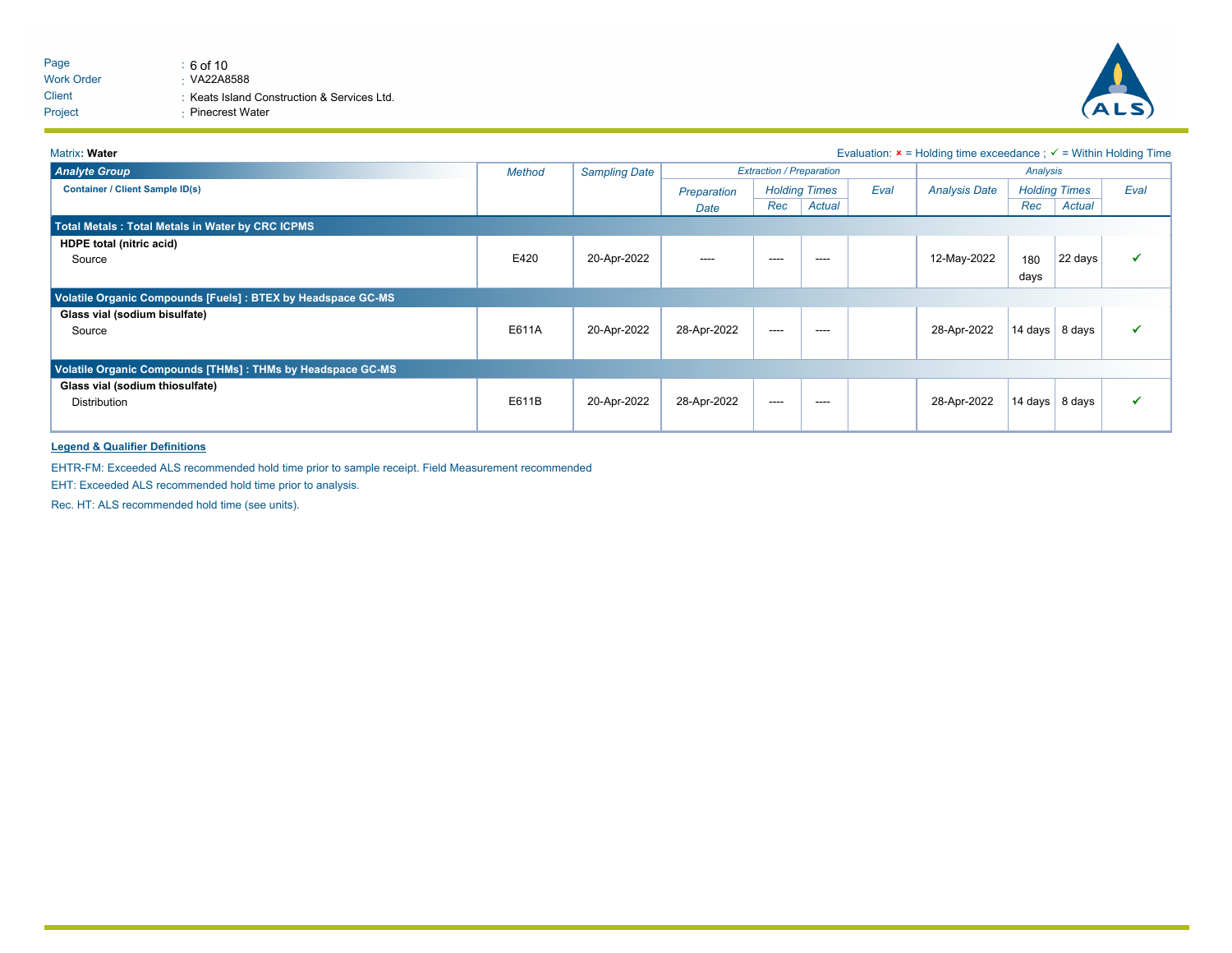Matrix: **Water**

Evaluation: × = Holding time exceedance ; ✓ = Within Holding Time

| Analyte Group | Method | Sampling Date | Extraction / Preparation | | | | Analysis | | | |
|---|---|---|---|---|---|---|---|---|---|---|
| Container / Client Sample ID(s) | | | Preparation Date | Holding Times | | Eval | Analysis Date | Holding Times | | Eval |
| | | | | Rec | Actual | | | Rec | Actual | |
| **Total Metals : Total Metals in Water by CRC ICPMS** | | | | | | | | | | |
| **HDPE total (nitric acid)** | | | | | | | | | | |
| Source | E420 | 20-Apr-2022 | ---- | ---- | ---- | | 12-May-2022 | 180 days | 22 days | ✓ |
| **Volatile Organic Compounds [Fuels] : BTEX by Headspace GC-MS** | | | | | | | | | | |
| **Glass vial (sodium bisulfate)** | | | | | | | | | | |
| Source | E611A | 20-Apr-2022 | 28-Apr-2022 | ---- | ---- | | 28-Apr-2022 | 14 days | 8 days | ✓ |
| **Volatile Organic Compounds [THMs] : THMs by Headspace GC-MS** | | | | | | | | | | |
| **Glass vial (sodium thiosulfate)** | | | | | | | | | | |
| Distribution | E611B | 20-Apr-2022 | 28-Apr-2022 | ---- | ---- | | 28-Apr-2022 | 14 days | 8 days | ✓ |

**Legend & Qualifier Definitions**

EHTR-FM: Exceeded ALS recommended hold time prior to sample receipt. Field Measurement recommended

EHT: Exceeded ALS recommended hold time prior to analysis.

Rec. HT: ALS recommended hold time (see units).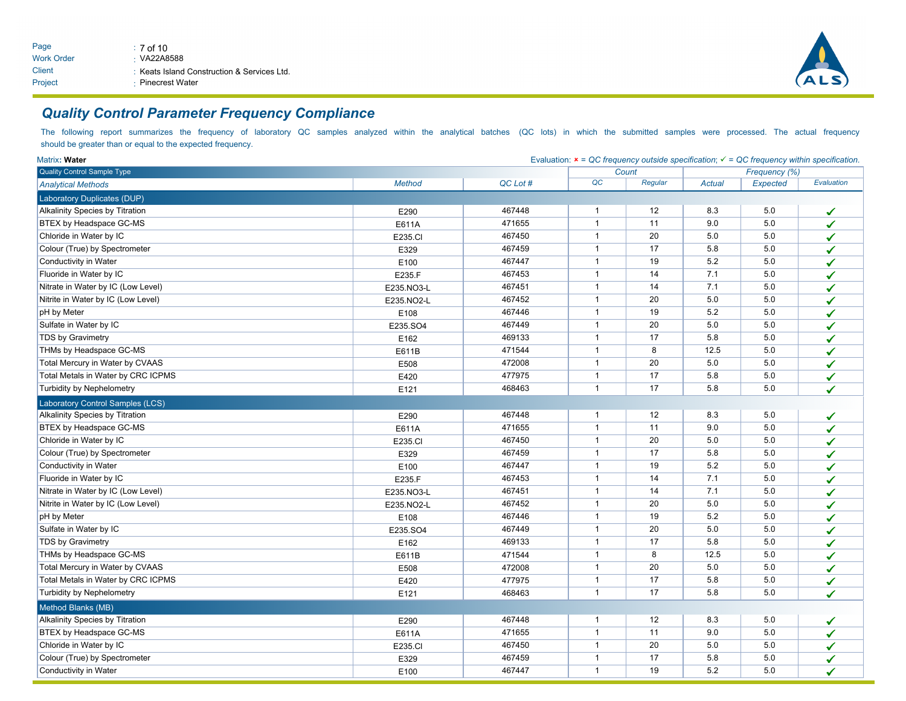## Quality Control Parameter Frequency Compliance

The following report summarizes the frequency of laboratory QC samples analyzed within the analytical batches (QC lots) in which the submitted samples were processed. The actual frequency should be greater than or equal to the expected frequency.

Matrix: **Water**

Evaluation: ✘ = QC frequency outside specification; ✓ = QC frequency within specification.

| Quality Control Sample Type | | | Count | | Frequency (%) | | |
|---|---|---|---|---|---|---|---|
| *Analytical Methods* | *Method* | *QC Lot #* | *QC* | *Regular* | *Actual* | *Expected* | *Evaluation* |
| **Laboratory Duplicates (DUP)** | | | | | | | |
| Alkalinity Species by Titration | E290 | 467448 | 1 | 12 | 8.3 | 5.0 | ✓ |
| BTEX by Headspace GC-MS | E611A | 471655 | 1 | 11 | 9.0 | 5.0 | ✓ |
| Chloride in Water by IC | E235.Cl | 467450 | 1 | 20 | 5.0 | 5.0 | ✓ |
| Colour (True) by Spectrometer | E329 | 467459 | 1 | 17 | 5.8 | 5.0 | ✓ |
| Conductivity in Water | E100 | 467447 | 1 | 19 | 5.2 | 5.0 | ✓ |
| Fluoride in Water by IC | E235.F | 467453 | 1 | 14 | 7.1 | 5.0 | ✓ |
| Nitrate in Water by IC (Low Level) | E235.NO3-L | 467451 | 1 | 14 | 7.1 | 5.0 | ✓ |
| Nitrite in Water by IC (Low Level) | E235.NO2-L | 467452 | 1 | 20 | 5.0 | 5.0 | ✓ |
| pH by Meter | E108 | 467446 | 1 | 19 | 5.2 | 5.0 | ✓ |
| Sulfate in Water by IC | E235.SO4 | 467449 | 1 | 20 | 5.0 | 5.0 | ✓ |
| TDS by Gravimetry | E162 | 469133 | 1 | 17 | 5.8 | 5.0 | ✓ |
| THMs by Headspace GC-MS | E611B | 471544 | 1 | 8 | 12.5 | 5.0 | ✓ |
| Total Mercury in Water by CVAAS | E508 | 472008 | 1 | 20 | 5.0 | 5.0 | ✓ |
| Total Metals in Water by CRC ICPMS | E420 | 477975 | 1 | 17 | 5.8 | 5.0 | ✓ |
| Turbidity by Nephelometry | E121 | 468463 | 1 | 17 | 5.8 | 5.0 | ✓ |
| **Laboratory Control Samples (LCS)** | | | | | | | |
| Alkalinity Species by Titration | E290 | 467448 | 1 | 12 | 8.3 | 5.0 | ✓ |
| BTEX by Headspace GC-MS | E611A | 471655 | 1 | 11 | 9.0 | 5.0 | ✓ |
| Chloride in Water by IC | E235.Cl | 467450 | 1 | 20 | 5.0 | 5.0 | ✓ |
| Colour (True) by Spectrometer | E329 | 467459 | 1 | 17 | 5.8 | 5.0 | ✓ |
| Conductivity in Water | E100 | 467447 | 1 | 19 | 5.2 | 5.0 | ✓ |
| Fluoride in Water by IC | E235.F | 467453 | 1 | 14 | 7.1 | 5.0 | ✓ |
| Nitrate in Water by IC (Low Level) | E235.NO3-L | 467451 | 1 | 14 | 7.1 | 5.0 | ✓ |
| Nitrite in Water by IC (Low Level) | E235.NO2-L | 467452 | 1 | 20 | 5.0 | 5.0 | ✓ |
| pH by Meter | E108 | 467446 | 1 | 19 | 5.2 | 5.0 | ✓ |
| Sulfate in Water by IC | E235.SO4 | 467449 | 1 | 20 | 5.0 | 5.0 | ✓ |
| TDS by Gravimetry | E162 | 469133 | 1 | 17 | 5.8 | 5.0 | ✓ |
| THMs by Headspace GC-MS | E611B | 471544 | 1 | 8 | 12.5 | 5.0 | ✓ |
| Total Mercury in Water by CVAAS | E508 | 472008 | 1 | 20 | 5.0 | 5.0 | ✓ |
| Total Metals in Water by CRC ICPMS | E420 | 477975 | 1 | 17 | 5.8 | 5.0 | ✓ |
| Turbidity by Nephelometry | E121 | 468463 | 1 | 17 | 5.8 | 5.0 | ✓ |
| **Method Blanks (MB)** | | | | | | | |
| Alkalinity Species by Titration | E290 | 467448 | 1 | 12 | 8.3 | 5.0 | ✓ |
| BTEX by Headspace GC-MS | E611A | 471655 | 1 | 11 | 9.0 | 5.0 | ✓ |
| Chloride in Water by IC | E235.Cl | 467450 | 1 | 20 | 5.0 | 5.0 | ✓ |
| Colour (True) by Spectrometer | E329 | 467459 | 1 | 17 | 5.8 | 5.0 | ✓ |
| Conductivity in Water | E100 | 467447 | 1 | 19 | 5.2 | 5.0 | ✓ |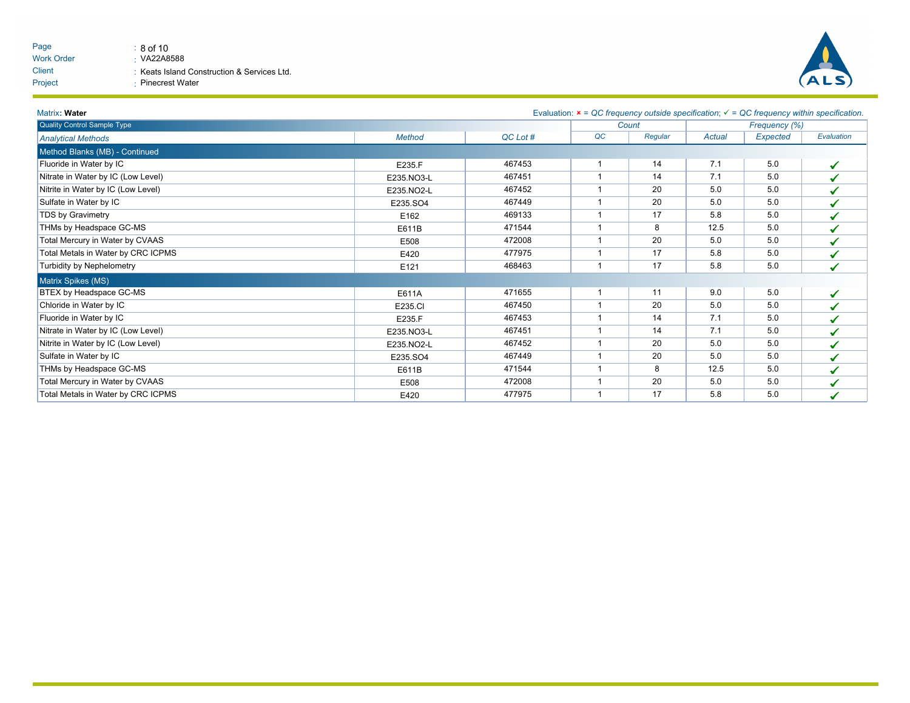Matrix: **Water**

Evaluation: × = QC frequency outside specification; ✓ = QC frequency within specification.

| Quality Control Sample Type | | | Count | | Frequency (%) | | |
|---|---|---|---|---|---|---|---|
| *Analytical Methods* | *Method* | *QC Lot #* | *QC* | *Regular* | *Actual* | *Expected* | *Evaluation* |
| **Method Blanks (MB) - Continued** | | | | | | | |
| Fluoride in Water by IC | E235.F | 467453 | 1 | 14 | 7.1 | 5.0 | ✓ |
| Nitrate in Water by IC (Low Level) | E235.NO3-L | 467451 | 1 | 14 | 7.1 | 5.0 | ✓ |
| Nitrite in Water by IC (Low Level) | E235.NO2-L | 467452 | 1 | 20 | 5.0 | 5.0 | ✓ |
| Sulfate in Water by IC | E235.SO4 | 467449 | 1 | 20 | 5.0 | 5.0 | ✓ |
| TDS by Gravimetry | E162 | 469133 | 1 | 17 | 5.8 | 5.0 | ✓ |
| THMs by Headspace GC-MS | E611B | 471544 | 1 | 8 | 12.5 | 5.0 | ✓ |
| Total Mercury in Water by CVAAS | E508 | 472008 | 1 | 20 | 5.0 | 5.0 | ✓ |
| Total Metals in Water by CRC ICPMS | E420 | 477975 | 1 | 17 | 5.8 | 5.0 | ✓ |
| Turbidity by Nephelometry | E121 | 468463 | 1 | 17 | 5.8 | 5.0 | ✓ |
| **Matrix Spikes (MS)** | | | | | | | |
| BTEX by Headspace GC-MS | E611A | 471655 | 1 | 11 | 9.0 | 5.0 | ✓ |
| Chloride in Water by IC | E235.Cl | 467450 | 1 | 20 | 5.0 | 5.0 | ✓ |
| Fluoride in Water by IC | E235.F | 467453 | 1 | 14 | 7.1 | 5.0 | ✓ |
| Nitrate in Water by IC (Low Level) | E235.NO3-L | 467451 | 1 | 14 | 7.1 | 5.0 | ✓ |
| Nitrite in Water by IC (Low Level) | E235.NO2-L | 467452 | 1 | 20 | 5.0 | 5.0 | ✓ |
| Sulfate in Water by IC | E235.SO4 | 467449 | 1 | 20 | 5.0 | 5.0 | ✓ |
| THMs by Headspace GC-MS | E611B | 471544 | 1 | 8 | 12.5 | 5.0 | ✓ |
| Total Mercury in Water by CVAAS | E508 | 472008 | 1 | 20 | 5.0 | 5.0 | ✓ |
| Total Metals in Water by CRC ICPMS | E420 | 477975 | 1 | 17 | 5.8 | 5.0 | ✓ |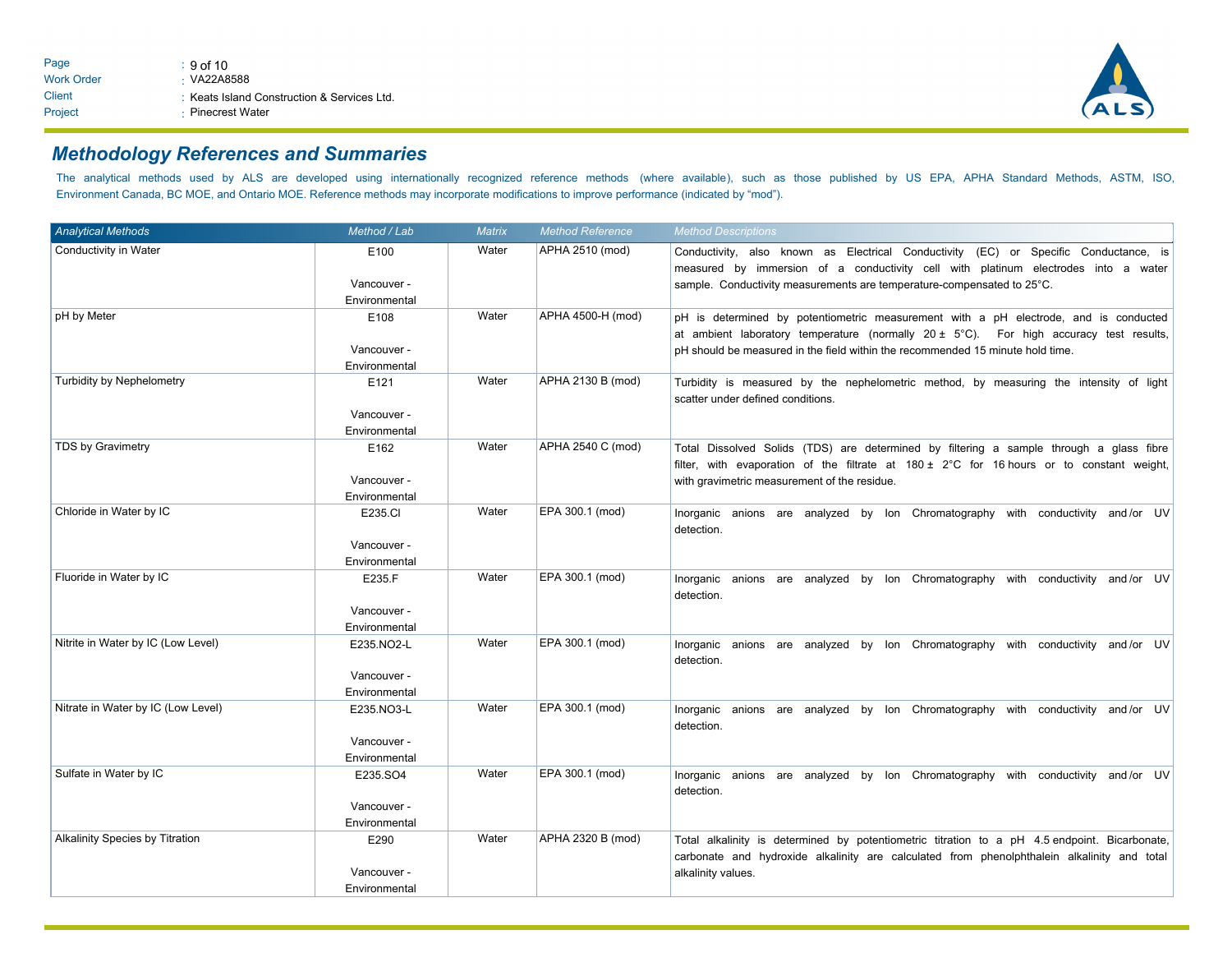## Methodology References and Summaries

The analytical methods used by ALS are developed using internationally recognized reference methods (where available), such as those published by US EPA, APHA Standard Methods, ASTM, ISO, Environment Canada, BC MOE, and Ontario MOE. Reference methods may incorporate modifications to improve performance (indicated by "mod").

| Analytical Methods | Method / Lab | Matrix | Method Reference | Method Descriptions |
|---|---|---|---|---|
| Conductivity in Water | E100<br><br>Vancouver - Environmental | Water | APHA 2510 (mod) | Conductivity, also known as Electrical Conductivity (EC) or Specific Conductance, is measured by immersion of a conductivity cell with platinum electrodes into a water sample. Conductivity measurements are temperature-compensated to 25°C. |
| pH by Meter | E108<br><br>Vancouver - Environmental | Water | APHA 4500-H (mod) | pH is determined by potentiometric measurement with a pH electrode, and is conducted at ambient laboratory temperature (normally 20 ± 5°C). For high accuracy test results, pH should be measured in the field within the recommended 15 minute hold time. |
| Turbidity by Nephelometry | E121<br><br>Vancouver - Environmental | Water | APHA 2130 B (mod) | Turbidity is measured by the nephelometric method, by measuring the intensity of light scatter under defined conditions. |
| TDS by Gravimetry | E162<br><br>Vancouver - Environmental | Water | APHA 2540 C (mod) | Total Dissolved Solids (TDS) are determined by filtering a sample through a glass fibre filter, with evaporation of the filtrate at 180 ± 2°C for 16 hours or to constant weight, with gravimetric measurement of the residue. |
| Chloride in Water by IC | E235.Cl<br><br>Vancouver - Environmental | Water | EPA 300.1 (mod) | Inorganic anions are analyzed by Ion Chromatography with conductivity and/or UV detection. |
| Fluoride in Water by IC | E235.F<br><br>Vancouver - Environmental | Water | EPA 300.1 (mod) | Inorganic anions are analyzed by Ion Chromatography with conductivity and/or UV detection. |
| Nitrite in Water by IC (Low Level) | E235.NO2-L<br><br>Vancouver - Environmental | Water | EPA 300.1 (mod) | Inorganic anions are analyzed by Ion Chromatography with conductivity and/or UV detection. |
| Nitrate in Water by IC (Low Level) | E235.NO3-L<br><br>Vancouver - Environmental | Water | EPA 300.1 (mod) | Inorganic anions are analyzed by Ion Chromatography with conductivity and/or UV detection. |
| Sulfate in Water by IC | E235.SO4<br><br>Vancouver - Environmental | Water | EPA 300.1 (mod) | Inorganic anions are analyzed by Ion Chromatography with conductivity and/or UV detection. |
| Alkalinity Species by Titration | E290<br><br>Vancouver - Environmental | Water | APHA 2320 B (mod) | Total alkalinity is determined by potentiometric titration to a pH 4.5 endpoint. Bicarbonate, carbonate and hydroxide alkalinity are calculated from phenolphthalein alkalinity and total alkalinity values. |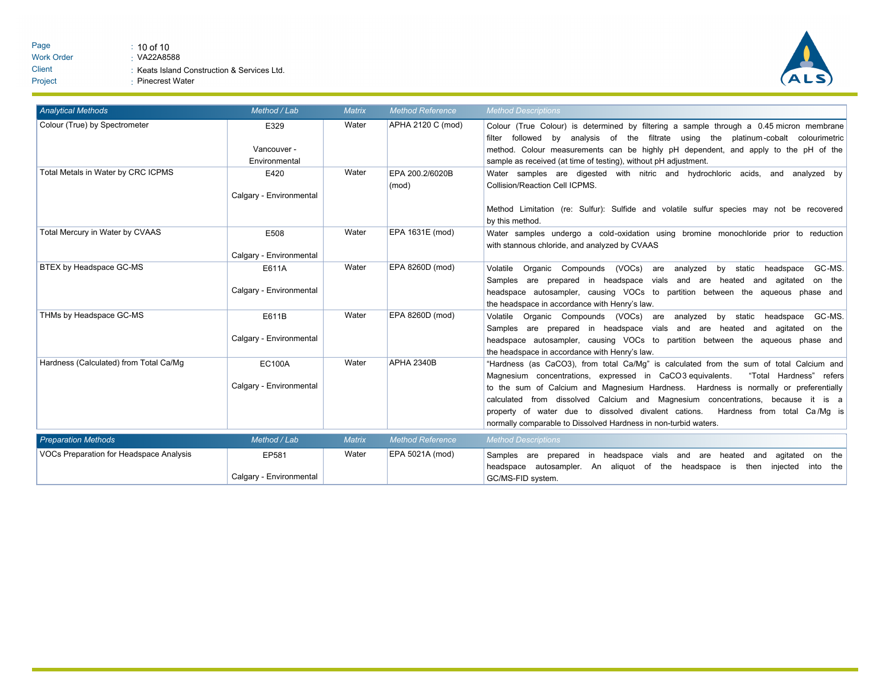| Analytical Methods | Method / Lab | Matrix | Method Reference | Method Descriptions |
|---|---|---|---|---|
| Colour (True) by Spectrometer | E329<br><br>Vancouver - Environmental | Water | APHA 2120 C (mod) | Colour (True Colour) is determined by filtering a sample through a 0.45 micron membrane filter followed by analysis of the filtrate using the platinum-cobalt colourimetric method. Colour measurements can be highly pH dependent, and apply to the pH of the sample as received (at time of testing), without pH adjustment. |
| Total Metals in Water by CRC ICPMS | E420<br><br>Calgary - Environmental | Water | EPA 200.2/6020B (mod) | Water samples are digested with nitric and hydrochloric acids, and analyzed by Collision/Reaction Cell ICPMS.<br><br>Method Limitation (re: Sulfur): Sulfide and volatile sulfur species may not be recovered by this method. |
| Total Mercury in Water by CVAAS | E508<br><br>Calgary - Environmental | Water | EPA 1631E (mod) | Water samples undergo a cold-oxidation using bromine monochloride prior to reduction with stannous chloride, and analyzed by CVAAS |
| BTEX by Headspace GC-MS | E611A<br><br>Calgary - Environmental | Water | EPA 8260D (mod) | Volatile Organic Compounds (VOCs) are analyzed by static headspace GC-MS. Samples are prepared in headspace vials and are heated and agitated on the headspace autosampler, causing VOCs to partition between the aqueous phase and the headspace in accordance with Henry's law. |
| THMs by Headspace GC-MS | E611B<br><br>Calgary - Environmental | Water | EPA 8260D (mod) | Volatile Organic Compounds (VOCs) are analyzed by static headspace GC-MS. Samples are prepared in headspace vials and are heated and agitated on the headspace autosampler, causing VOCs to partition between the aqueous phase and the headspace in accordance with Henry's law. |
| Hardness (Calculated) from Total Ca/Mg | EC100A<br><br>Calgary - Environmental | Water | APHA 2340B | "Hardness (as $CaCO_3$), from total Ca/Mg" is calculated from the sum of total Calcium and Magnesium concentrations, expressed in $CaCO_3$ equivalents. "Total Hardness" refers to the sum of Calcium and Magnesium Hardness. Hardness is normally or preferentially calculated from dissolved Calcium and Magnesium concentrations, because it is a property of water due to dissolved divalent cations. Hardness from total Ca/Mg is normally comparable to Dissolved Hardness in non-turbid waters. |

| Preparation Methods | Method / Lab | Matrix | Method Reference | Method Descriptions |
|---|---|---|---|---|
| VOCs Preparation for Headspace Analysis | EP581<br><br>Calgary - Environmental | Water | EPA 5021A (mod) | Samples are prepared in headspace vials and are heated and agitated on the headspace autosampler. An aliquot of the headspace is then injected into the GC/MS-FID system. |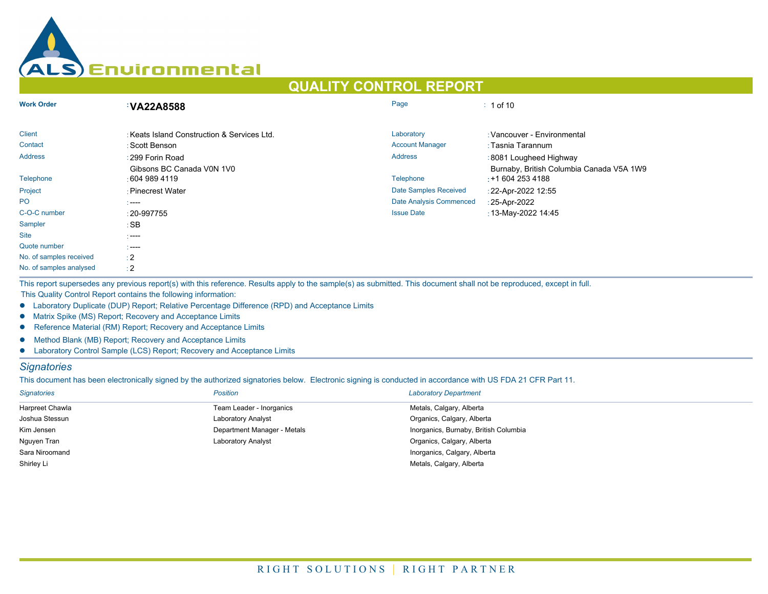# QUALITY CONTROL REPORT

| Work Order | : VA22A8588 | Page | : 1 of 10 |
|---|---|---|---|
| Client | : Keats Island Construction & Services Ltd. | Laboratory | : Vancouver - Environmental |
| Contact | : Scott Benson | Account Manager | : Tasnia Tarannum |
| Address | : 299 Forin Road Gibsons BC Canada V0N 1V0 | Address | : 8081 Lougheed Highway Burnaby, British Columbia Canada V5A 1W9 |
| Telephone | : 604 989 4119 | Telephone | : +1 604 253 4188 |
| Project | : Pinecrest Water | Date Samples Received | : 22-Apr-2022 12:55 |
| PO | : ---- | Date Analysis Commenced | : 25-Apr-2022 |
| C-O-C number | : 20-997755 | Issue Date | : 13-May-2022 14:45 |
| Sampler | : SB | | |
| Site | : ---- | | |
| Quote number | : ---- | | |
| No. of samples received | : 2 | | |
| No. of samples analysed | : 2 | | |

This report supersedes any previous report(s) with this reference. Results apply to the sample(s) as submitted. This document shall not be reproduced, except in full.

This Quality Control Report contains the following information:

- Laboratory Duplicate (DUP) Report; Relative Percentage Difference (RPD) and Acceptance Limits
- Matrix Spike (MS) Report; Recovery and Acceptance Limits
- Reference Material (RM) Report; Recovery and Acceptance Limits
- Method Blank (MB) Report; Recovery and Acceptance Limits
- Laboratory Control Sample (LCS) Report; Recovery and Acceptance Limits

## *Signatories*

This document has been electronically signed by the authorized signatories below. Electronic signing is conducted in accordance with US FDA 21 CFR Part 11.

| *Signatories* | *Position* | *Laboratory Department* |
|---|---|---|
| Harpreet Chawla | Team Leader - Inorganics | Metals, Calgary, Alberta |
| Joshua Stessun | Laboratory Analyst | Organics, Calgary, Alberta |
| Kim Jensen | Department Manager - Metals | Inorganics, Burnaby, British Columbia |
| Nguyen Tran | Laboratory Analyst | Organics, Calgary, Alberta |
| Sara Niroomand | | Inorganics, Calgary, Alberta |
| Shirley Li | | Metals, Calgary, Alberta |

RIGHT SOLUTIONS | RIGHT PARTNER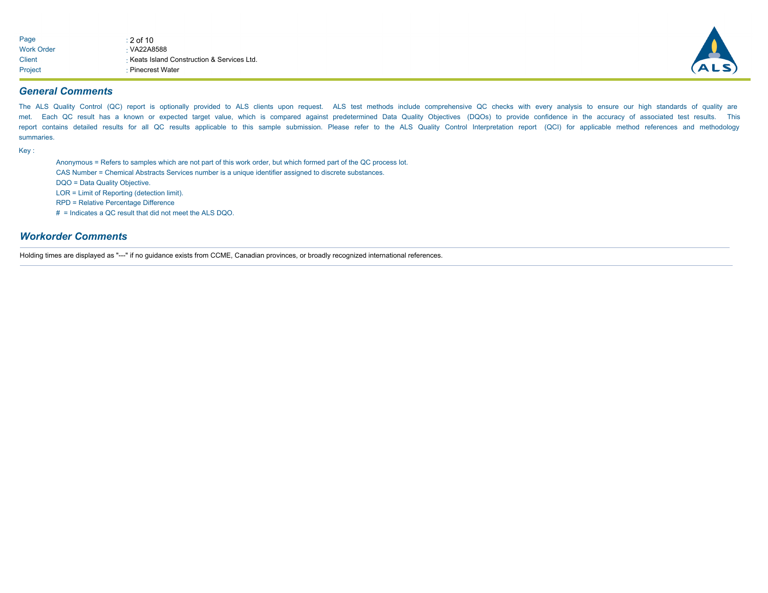## General Comments

The ALS Quality Control (QC) report is optionally provided to ALS clients upon request. ALS test methods include comprehensive QC checks with every analysis to ensure our high standards of quality are met. Each QC result has a known or expected target value, which is compared against predetermined Data Quality Objectives (DQOs) to provide confidence in the accuracy of associated test results. This report contains detailed results for all QC results applicable to this sample submission. Please refer to the ALS Quality Control Interpretation report (QCI) for applicable method references and methodology summaries.

Key :

Anonymous = Refers to samples which are not part of this work order, but which formed part of the QC process lot.
CAS Number = Chemical Abstracts Services number is a unique identifier assigned to discrete substances.
DQO = Data Quality Objective.
LOR = Limit of Reporting (detection limit).
RPD = Relative Percentage Difference
# = Indicates a QC result that did not meet the ALS DQO.

## Workorder Comments

Holding times are displayed as "---" if no guidance exists from CCME, Canadian provinces, or broadly recognized international references.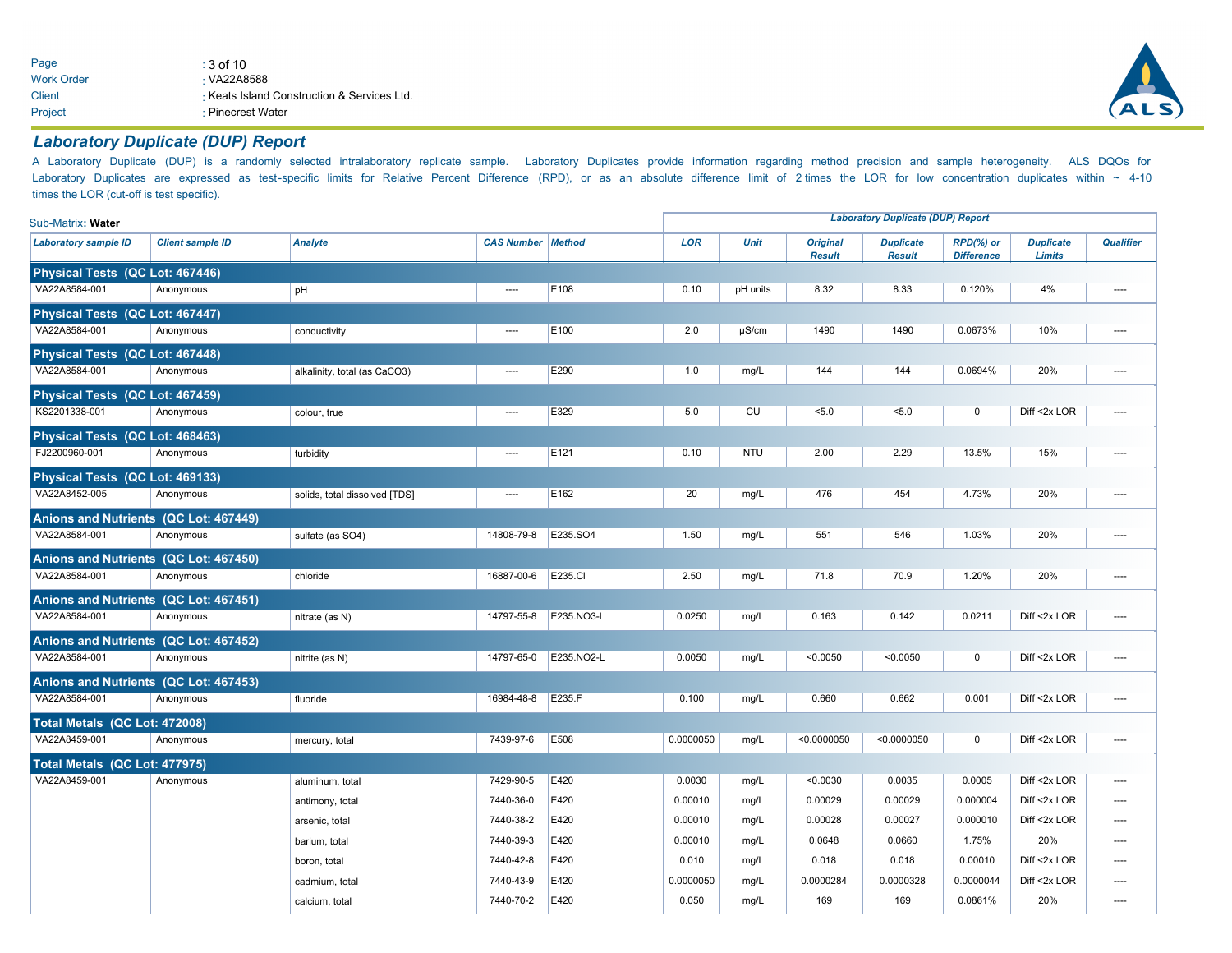## Laboratory Duplicate (DUP) Report

A Laboratory Duplicate (DUP) is a randomly selected intralaboratory replicate sample. Laboratory Duplicates provide information regarding method precision and sample heterogeneity. ALS DQOs for Laboratory Duplicates are expressed as test-specific limits for Relative Percent Difference (RPD), or as an absolute difference limit of 2 times the LOR for low concentration duplicates within ~ 4-10 times the LOR (cut-off is test specific).

Sub-Matrix: **Water**

| Laboratory sample ID | Client sample ID | Analyte | CAS Number | Method | LOR | Unit | Original Result | Duplicate Result | RPD(%) or Difference | Duplicate Limits | Qualifier |
|---|---|---|---|---|---|---|---|---|---|---|---|
| **Physical Tests (QC Lot: 467446)** | | | | | | | | | | | |
| VA22A8584-001 | Anonymous | pH | ---- | E108 | 0.10 | pH units | 8.32 | 8.33 | 0.120% | 4% | ---- |
| **Physical Tests (QC Lot: 467447)** | | | | | | | | | | | |
| VA22A8584-001 | Anonymous | conductivity | ---- | E100 | 2.0 | µS/cm | 1490 | 1490 | 0.0673% | 10% | ---- |
| **Physical Tests (QC Lot: 467448)** | | | | | | | | | | | |
| VA22A8584-001 | Anonymous | alkalinity, total (as CaCO3) | ---- | E290 | 1.0 | mg/L | 144 | 144 | 0.0694% | 20% | ---- |
| **Physical Tests (QC Lot: 467459)** | | | | | | | | | | | |
| KS2201338-001 | Anonymous | colour, true | ---- | E329 | 5.0 | CU | <5.0 | <5.0 | 0 | Diff <2x LOR | ---- |
| **Physical Tests (QC Lot: 468463)** | | | | | | | | | | | |
| FJ2200960-001 | Anonymous | turbidity | ---- | E121 | 0.10 | NTU | 2.00 | 2.29 | 13.5% | 15% | ---- |
| **Physical Tests (QC Lot: 469133)** | | | | | | | | | | | |
| VA22A8452-005 | Anonymous | solids, total dissolved [TDS] | ---- | E162 | 20 | mg/L | 476 | 454 | 4.73% | 20% | ---- |
| **Anions and Nutrients (QC Lot: 467449)** | | | | | | | | | | | |
| VA22A8584-001 | Anonymous | sulfate (as SO4) | 14808-79-8 | E235.SO4 | 1.50 | mg/L | 551 | 546 | 1.03% | 20% | ---- |
| **Anions and Nutrients (QC Lot: 467450)** | | | | | | | | | | | |
| VA22A8584-001 | Anonymous | chloride | 16887-00-6 | E235.Cl | 2.50 | mg/L | 71.8 | 70.9 | 1.20% | 20% | ---- |
| **Anions and Nutrients (QC Lot: 467451)** | | | | | | | | | | | |
| VA22A8584-001 | Anonymous | nitrate (as N) | 14797-55-8 | E235.NO3-L | 0.0250 | mg/L | 0.163 | 0.142 | 0.0211 | Diff <2x LOR | ---- |
| **Anions and Nutrients (QC Lot: 467452)** | | | | | | | | | | | |
| VA22A8584-001 | Anonymous | nitrite (as N) | 14797-65-0 | E235.NO2-L | 0.0050 | mg/L | <0.0050 | <0.0050 | 0 | Diff <2x LOR | ---- |
| **Anions and Nutrients (QC Lot: 467453)** | | | | | | | | | | | |
| VA22A8584-001 | Anonymous | fluoride | 16984-48-8 | E235.F | 0.100 | mg/L | 0.660 | 0.662 | 0.001 | Diff <2x LOR | ---- |
| **Total Metals (QC Lot: 472008)** | | | | | | | | | | | |
| VA22A8459-001 | Anonymous | mercury, total | 7439-97-6 | E508 | 0.0000050 | mg/L | <0.0000050 | <0.0000050 | 0 | Diff <2x LOR | ---- |
| **Total Metals (QC Lot: 477975)** | | | | | | | | | | | |
| VA22A8459-001 | Anonymous | aluminum, total | 7429-90-5 | E420 | 0.0030 | mg/L | <0.0030 | 0.0035 | 0.0005 | Diff <2x LOR | ---- |
| | | antimony, total | 7440-36-0 | E420 | 0.00010 | mg/L | 0.00029 | 0.00029 | 0.000004 | Diff <2x LOR | ---- |
| | | arsenic, total | 7440-38-2 | E420 | 0.00010 | mg/L | 0.00028 | 0.00027 | 0.000010 | Diff <2x LOR | ---- |
| | | barium, total | 7440-39-3 | E420 | 0.00010 | mg/L | 0.0648 | 0.0660 | 1.75% | 20% | ---- |
| | | boron, total | 7440-42-8 | E420 | 0.010 | mg/L | 0.018 | 0.018 | 0.00010 | Diff <2x LOR | ---- |
| | | cadmium, total | 7440-43-9 | E420 | 0.0000050 | mg/L | 0.0000284 | 0.0000328 | 0.0000044 | Diff <2x LOR | ---- |
| | | calcium, total | 7440-70-2 | E420 | 0.050 | mg/L | 169 | 169 | 0.0861% | 20% | ---- |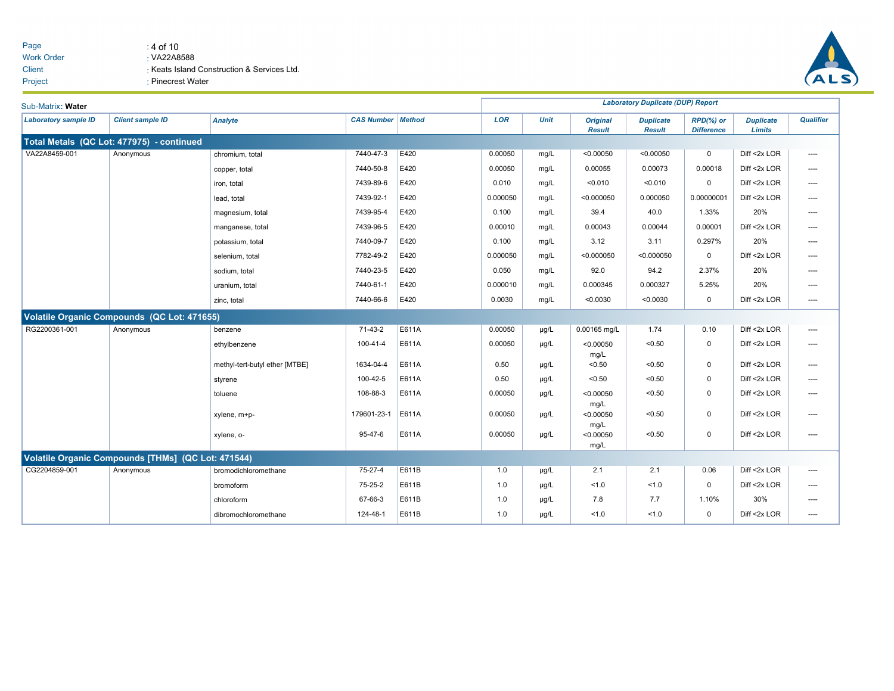Sub-Matrix: **Water**

| Laboratory sample ID | Client sample ID | Analyte | CAS Number | Method | LOR | Unit | Original Result | Duplicate Result | RPD(%) or Difference | Duplicate Limits | Qualifier |
|---|---|---|---|---|---|---|---|---|---|---|---|
| | | | | | *Laboratory Duplicate (DUP) Report* | | | | | | |
| **Total Metals (QC Lot: 477975) - continued** | | | | | | | | | | | |
| VA22A8459-001 | Anonymous | chromium, total | 7440-47-3 | E420 | 0.00050 | mg/L | <0.00050 | <0.00050 | 0 | Diff <2x LOR | ---- |
| | | copper, total | 7440-50-8 | E420 | 0.00050 | mg/L | 0.00055 | 0.00073 | 0.00018 | Diff <2x LOR | ---- |
| | | iron, total | 7439-89-6 | E420 | 0.010 | mg/L | <0.010 | <0.010 | 0 | Diff <2x LOR | ---- |
| | | lead, total | 7439-92-1 | E420 | 0.000050 | mg/L | <0.000050 | 0.000050 | 0.00000001 | Diff <2x LOR | ---- |
| | | magnesium, total | 7439-95-4 | E420 | 0.100 | mg/L | 39.4 | 40.0 | 1.33% | 20% | ---- |
| | | manganese, total | 7439-96-5 | E420 | 0.00010 | mg/L | 0.00043 | 0.00044 | 0.00001 | Diff <2x LOR | ---- |
| | | potassium, total | 7440-09-7 | E420 | 0.100 | mg/L | 3.12 | 3.11 | 0.297% | 20% | ---- |
| | | selenium, total | 7782-49-2 | E420 | 0.000050 | mg/L | <0.000050 | <0.000050 | 0 | Diff <2x LOR | ---- |
| | | sodium, total | 7440-23-5 | E420 | 0.050 | mg/L | 92.0 | 94.2 | 2.37% | 20% | ---- |
| | | uranium, total | 7440-61-1 | E420 | 0.000010 | mg/L | 0.000345 | 0.000327 | 5.25% | 20% | ---- |
| | | zinc, total | 7440-66-6 | E420 | 0.0030 | mg/L | <0.0030 | <0.0030 | 0 | Diff <2x LOR | ---- |
| **Volatile Organic Compounds (QC Lot: 471655)** | | | | | | | | | | | |
| RG2200361-001 | Anonymous | benzene | 71-43-2 | E611A | 0.00050 | µg/L | 0.00165 mg/L | 1.74 | 0.10 | Diff <2x LOR | ---- |
| | | ethylbenzene | 100-41-4 | E611A | 0.00050 | µg/L | <0.00050 mg/L | <0.50 | 0 | Diff <2x LOR | ---- |
| | | methyl-tert-butyl ether [MTBE] | 1634-04-4 | E611A | 0.50 | µg/L | <0.50 | <0.50 | 0 | Diff <2x LOR | ---- |
| | | styrene | 100-42-5 | E611A | 0.50 | µg/L | <0.50 | <0.50 | 0 | Diff <2x LOR | ---- |
| | | toluene | 108-88-3 | E611A | 0.00050 | µg/L | <0.00050 mg/L | <0.50 | 0 | Diff <2x LOR | ---- |
| | | xylene, m+p- | 179601-23-1 | E611A | 0.00050 | µg/L | <0.00050 mg/L | <0.50 | 0 | Diff <2x LOR | ---- |
| | | xylene, o- | 95-47-6 | E611A | 0.00050 | µg/L | <0.00050 mg/L | <0.50 | 0 | Diff <2x LOR | ---- |
| **Volatile Organic Compounds [THMs] (QC Lot: 471544)** | | | | | | | | | | | |
| CG2204859-001 | Anonymous | bromodichloromethane | 75-27-4 | E611B | 1.0 | µg/L | 2.1 | 2.1 | 0.06 | Diff <2x LOR | ---- |
| | | bromoform | 75-25-2 | E611B | 1.0 | µg/L | <1.0 | <1.0 | 0 | Diff <2x LOR | ---- |
| | | chloroform | 67-66-3 | E611B | 1.0 | µg/L | 7.8 | 7.7 | 1.10% | 30% | ---- |
| | | dibromochloromethane | 124-48-1 | E611B | 1.0 | µg/L | <1.0 | <1.0 | 0 | Diff <2x LOR | ---- |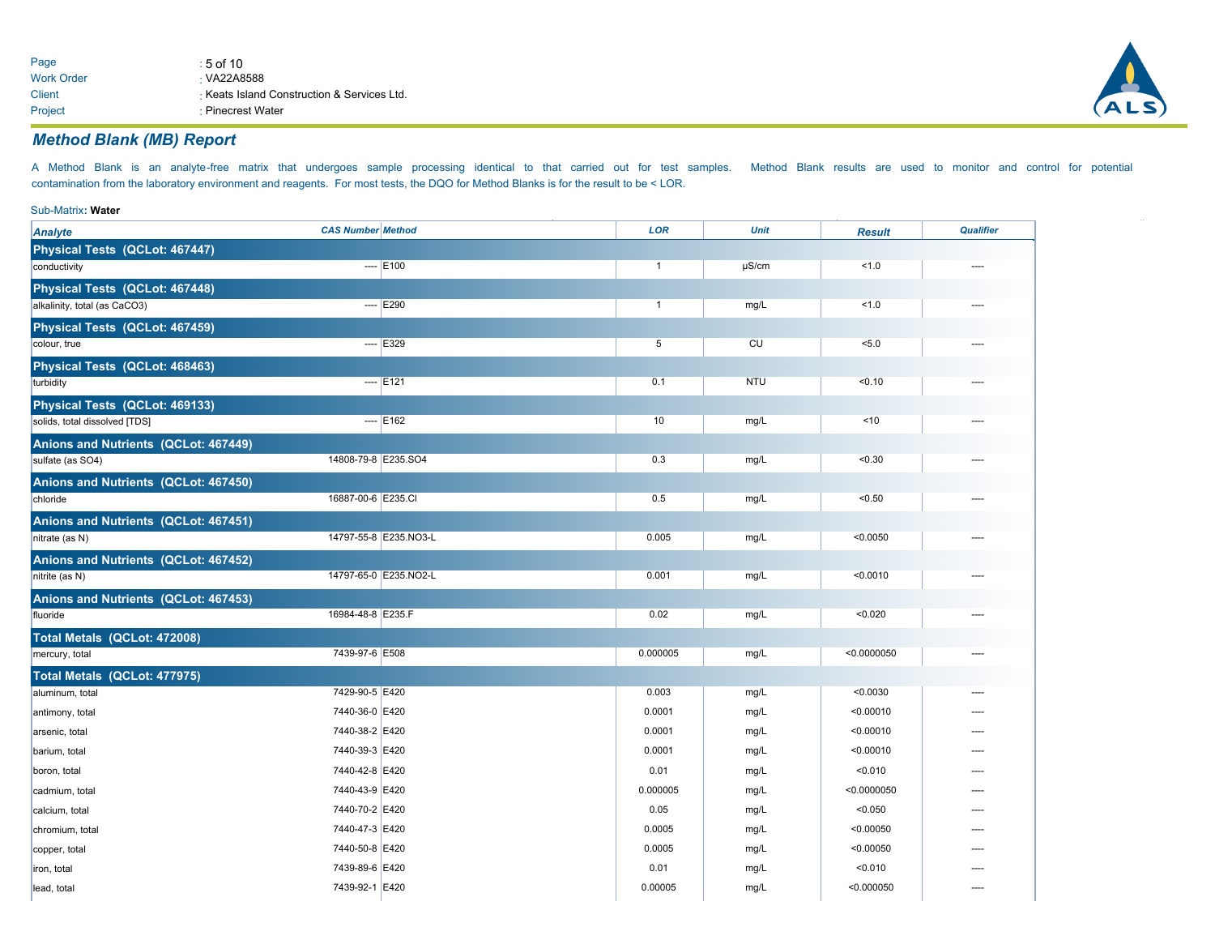| | |
|---|---|
| Page | : 5 of 10 |
| Work Order | : VA22A8588 |
| Client | : Keats Island Construction & Services Ltd. |
| Project | : Pinecrest Water |

## Method Blank (MB) Report

A Method Blank is an analyte-free matrix that undergoes sample processing identical to that carried out for test samples. Method Blank results are used to monitor and control for potential contamination from the laboratory environment and reagents. For most tests, the DQO for Method Blanks is for the result to be < LOR.

Sub-Matrix: **Water**

| Analyte | CAS Number | Method | LOR | Unit | Result | Qualifier |
|---|---|---|---|---|---|---|
| **Physical Tests (QCLot: 467447)** | | | | | | |
| conductivity | ---- | E100 | 1 | µS/cm | <1.0 | ---- |
| **Physical Tests (QCLot: 467448)** | | | | | | |
| alkalinity, total (as CaCO3) | ---- | E290 | 1 | mg/L | <1.0 | ---- |
| **Physical Tests (QCLot: 467459)** | | | | | | |
| colour, true | ---- | E329 | 5 | CU | <5.0 | ---- |
| **Physical Tests (QCLot: 468463)** | | | | | | |
| turbidity | ---- | E121 | 0.1 | NTU | <0.10 | ---- |
| **Physical Tests (QCLot: 469133)** | | | | | | |
| solids, total dissolved [TDS] | ---- | E162 | 10 | mg/L | <10 | ---- |
| **Anions and Nutrients (QCLot: 467449)** | | | | | | |
| sulfate (as SO4) | 14808-79-8 | E235.SO4 | 0.3 | mg/L | <0.30 | ---- |
| **Anions and Nutrients (QCLot: 467450)** | | | | | | |
| chloride | 16887-00-6 | E235.Cl | 0.5 | mg/L | <0.50 | ---- |
| **Anions and Nutrients (QCLot: 467451)** | | | | | | |
| nitrate (as N) | 14797-55-8 | E235.NO3-L | 0.005 | mg/L | <0.0050 | ---- |
| **Anions and Nutrients (QCLot: 467452)** | | | | | | |
| nitrite (as N) | 14797-65-0 | E235.NO2-L | 0.001 | mg/L | <0.0010 | ---- |
| **Anions and Nutrients (QCLot: 467453)** | | | | | | |
| fluoride | 16984-48-8 | E235.F | 0.02 | mg/L | <0.020 | ---- |
| **Total Metals (QCLot: 472008)** | | | | | | |
| mercury, total | 7439-97-6 | E508 | 0.000005 | mg/L | <0.0000050 | ---- |
| **Total Metals (QCLot: 477975)** | | | | | | |
| aluminum, total | 7429-90-5 | E420 | 0.003 | mg/L | <0.0030 | ---- |
| antimony, total | 7440-36-0 | E420 | 0.0001 | mg/L | <0.00010 | ---- |
| arsenic, total | 7440-38-2 | E420 | 0.0001 | mg/L | <0.00010 | ---- |
| barium, total | 7440-39-3 | E420 | 0.0001 | mg/L | <0.00010 | ---- |
| boron, total | 7440-42-8 | E420 | 0.01 | mg/L | <0.010 | ---- |
| cadmium, total | 7440-43-9 | E420 | 0.000005 | mg/L | <0.0000050 | ---- |
| calcium, total | 7440-70-2 | E420 | 0.05 | mg/L | <0.050 | ---- |
| chromium, total | 7440-47-3 | E420 | 0.0005 | mg/L | <0.00050 | ---- |
| copper, total | 7440-50-8 | E420 | 0.0005 | mg/L | <0.00050 | ---- |
| iron, total | 7439-89-6 | E420 | 0.01 | mg/L | <0.010 | ---- |
| lead, total | 7439-92-1 | E420 | 0.00005 | mg/L | <0.000050 | ---- |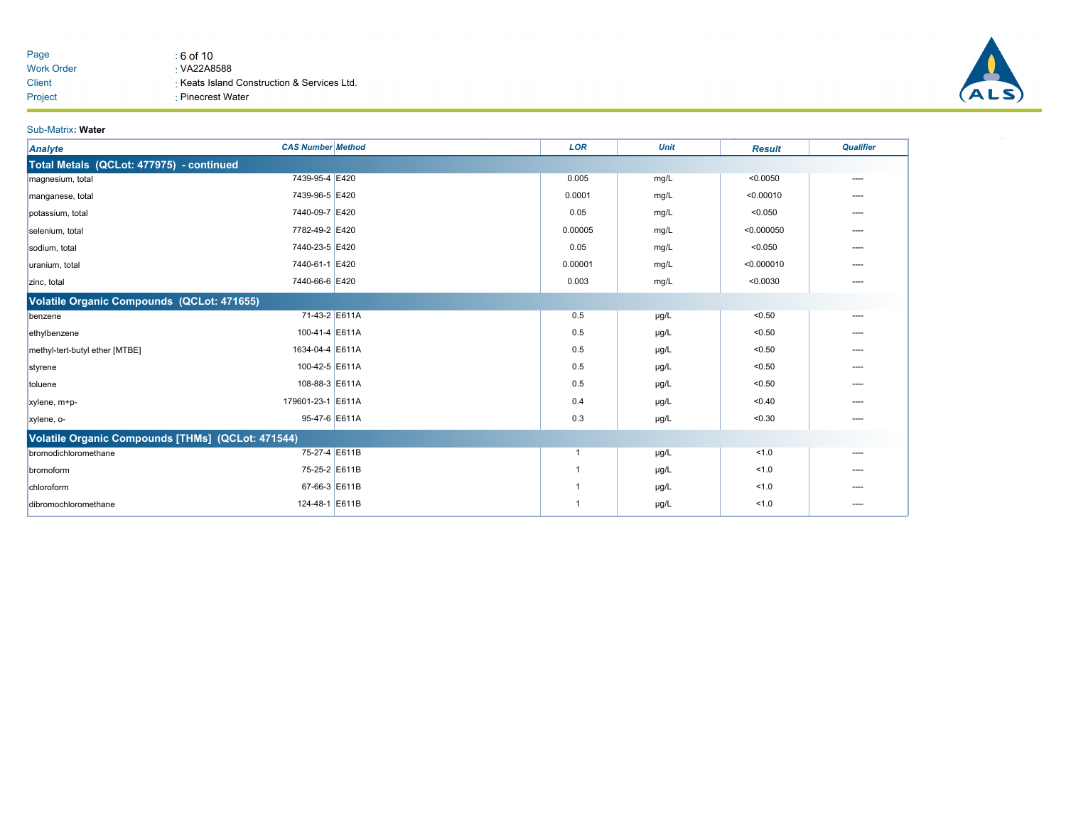Page : 6 of 10
Work Order : VA22A8588
Client : Keats Island Construction & Services Ltd.
Project : Pinecrest Water

Sub-Matrix: **Water**

| Analyte | CAS Number | Method | LOR | Unit | Result | Qualifier |
|---|---|---|---|---|---|---|
| **Total Metals (QCLot: 477975) - continued** | | | | | | |
| magnesium, total | 7439-95-4 | E420 | 0.005 | mg/L | <0.0050 | ---- |
| manganese, total | 7439-96-5 | E420 | 0.0001 | mg/L | <0.00010 | ---- |
| potassium, total | 7440-09-7 | E420 | 0.05 | mg/L | <0.050 | ---- |
| selenium, total | 7782-49-2 | E420 | 0.00005 | mg/L | <0.000050 | ---- |
| sodium, total | 7440-23-5 | E420 | 0.05 | mg/L | <0.050 | ---- |
| uranium, total | 7440-61-1 | E420 | 0.00001 | mg/L | <0.000010 | ---- |
| zinc, total | 7440-66-6 | E420 | 0.003 | mg/L | <0.0030 | ---- |
| **Volatile Organic Compounds (QCLot: 471655)** | | | | | | |
| benzene | 71-43-2 | E611A | 0.5 | µg/L | <0.50 | ---- |
| ethylbenzene | 100-41-4 | E611A | 0.5 | µg/L | <0.50 | ---- |
| methyl-tert-butyl ether [MTBE] | 1634-04-4 | E611A | 0.5 | µg/L | <0.50 | ---- |
| styrene | 100-42-5 | E611A | 0.5 | µg/L | <0.50 | ---- |
| toluene | 108-88-3 | E611A | 0.5 | µg/L | <0.50 | ---- |
| xylene, m+p- | 179601-23-1 | E611A | 0.4 | µg/L | <0.40 | ---- |
| xylene, o- | 95-47-6 | E611A | 0.3 | µg/L | <0.30 | ---- |
| **Volatile Organic Compounds [THMs] (QCLot: 471544)** | | | | | | |
| bromodichloromethane | 75-27-4 | E611B | 1 | µg/L | <1.0 | ---- |
| bromoform | 75-25-2 | E611B | 1 | µg/L | <1.0 | ---- |
| chloroform | 67-66-3 | E611B | 1 | µg/L | <1.0 | ---- |
| dibromochloromethane | 124-48-1 | E611B | 1 | µg/L | <1.0 | ---- |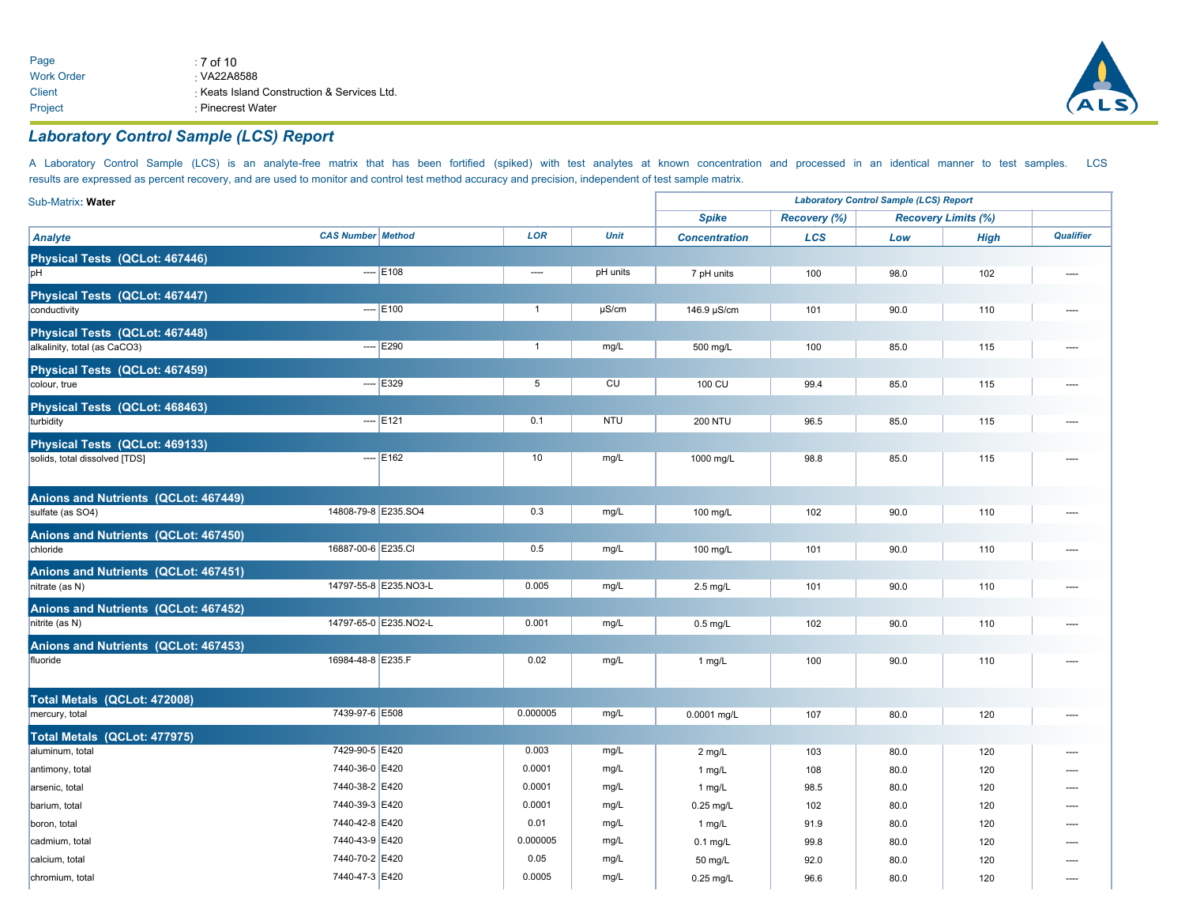## Laboratory Control Sample (LCS) Report

A Laboratory Control Sample (LCS) is an analyte-free matrix that has been fortified (spiked) with test analytes at known concentration and processed in an identical manner to test samples. LCS results are expressed as percent recovery, and are used to monitor and control test method accuracy and precision, independent of test sample matrix.

Sub-Matrix: **Water**

| | | | | | Laboratory Control Sample (LCS) Report | | | | |
|---|---|---|---|---|---|---|---|---|---|
| | | | | | Spike | Recovery (%) | Recovery Limits (%) | | |
| Analyte | CAS Number | Method | LOR | Unit | Concentration | LCS | Low | High | Qualifier |
| **Physical Tests (QCLot: 467446)** | | | | | | | | | |
| pH | ---- | E108 | ---- | pH units | 7 pH units | 100 | 98.0 | 102 | ---- |
| **Physical Tests (QCLot: 467447)** | | | | | | | | | |
| conductivity | ---- | E100 | 1 | µS/cm | 146.9 µS/cm | 101 | 90.0 | 110 | ---- |
| **Physical Tests (QCLot: 467448)** | | | | | | | | | |
| alkalinity, total (as CaCO3) | ---- | E290 | 1 | mg/L | 500 mg/L | 100 | 85.0 | 115 | ---- |
| **Physical Tests (QCLot: 467459)** | | | | | | | | | |
| colour, true | ---- | E329 | 5 | CU | 100 CU | 99.4 | 85.0 | 115 | ---- |
| **Physical Tests (QCLot: 468463)** | | | | | | | | | |
| turbidity | ---- | E121 | 0.1 | NTU | 200 NTU | 96.5 | 85.0 | 115 | ---- |
| **Physical Tests (QCLot: 469133)** | | | | | | | | | |
| solids, total dissolved [TDS] | ---- | E162 | 10 | mg/L | 1000 mg/L | 98.8 | 85.0 | 115 | ---- |
| **Anions and Nutrients (QCLot: 467449)** | | | | | | | | | |
| sulfate (as SO4) | 14808-79-8 | E235.SO4 | 0.3 | mg/L | 100 mg/L | 102 | 90.0 | 110 | ---- |
| **Anions and Nutrients (QCLot: 467450)** | | | | | | | | | |
| chloride | 16887-00-6 | E235.Cl | 0.5 | mg/L | 100 mg/L | 101 | 90.0 | 110 | ---- |
| **Anions and Nutrients (QCLot: 467451)** | | | | | | | | | |
| nitrate (as N) | 14797-55-8 | E235.NO3-L | 0.005 | mg/L | 2.5 mg/L | 101 | 90.0 | 110 | ---- |
| **Anions and Nutrients (QCLot: 467452)** | | | | | | | | | |
| nitrite (as N) | 14797-65-0 | E235.NO2-L | 0.001 | mg/L | 0.5 mg/L | 102 | 90.0 | 110 | ---- |
| **Anions and Nutrients (QCLot: 467453)** | | | | | | | | | |
| fluoride | 16984-48-8 | E235.F | 0.02 | mg/L | 1 mg/L | 100 | 90.0 | 110 | ---- |
| **Total Metals (QCLot: 472008)** | | | | | | | | | |
| mercury, total | 7439-97-6 | E508 | 0.000005 | mg/L | 0.0001 mg/L | 107 | 80.0 | 120 | ---- |
| **Total Metals (QCLot: 477975)** | | | | | | | | | |
| aluminum, total | 7429-90-5 | E420 | 0.003 | mg/L | 2 mg/L | 103 | 80.0 | 120 | ---- |
| antimony, total | 7440-36-0 | E420 | 0.0001 | mg/L | 1 mg/L | 108 | 80.0 | 120 | ---- |
| arsenic, total | 7440-38-2 | E420 | 0.0001 | mg/L | 1 mg/L | 98.5 | 80.0 | 120 | ---- |
| barium, total | 7440-39-3 | E420 | 0.0001 | mg/L | 0.25 mg/L | 102 | 80.0 | 120 | ---- |
| boron, total | 7440-42-8 | E420 | 0.01 | mg/L | 1 mg/L | 91.9 | 80.0 | 120 | ---- |
| cadmium, total | 7440-43-9 | E420 | 0.000005 | mg/L | 0.1 mg/L | 99.8 | 80.0 | 120 | ---- |
| calcium, total | 7440-70-2 | E420 | 0.05 | mg/L | 50 mg/L | 92.0 | 80.0 | 120 | ---- |
| chromium, total | 7440-47-3 | E420 | 0.0005 | mg/L | 0.25 mg/L | 96.6 | 80.0 | 120 | ---- |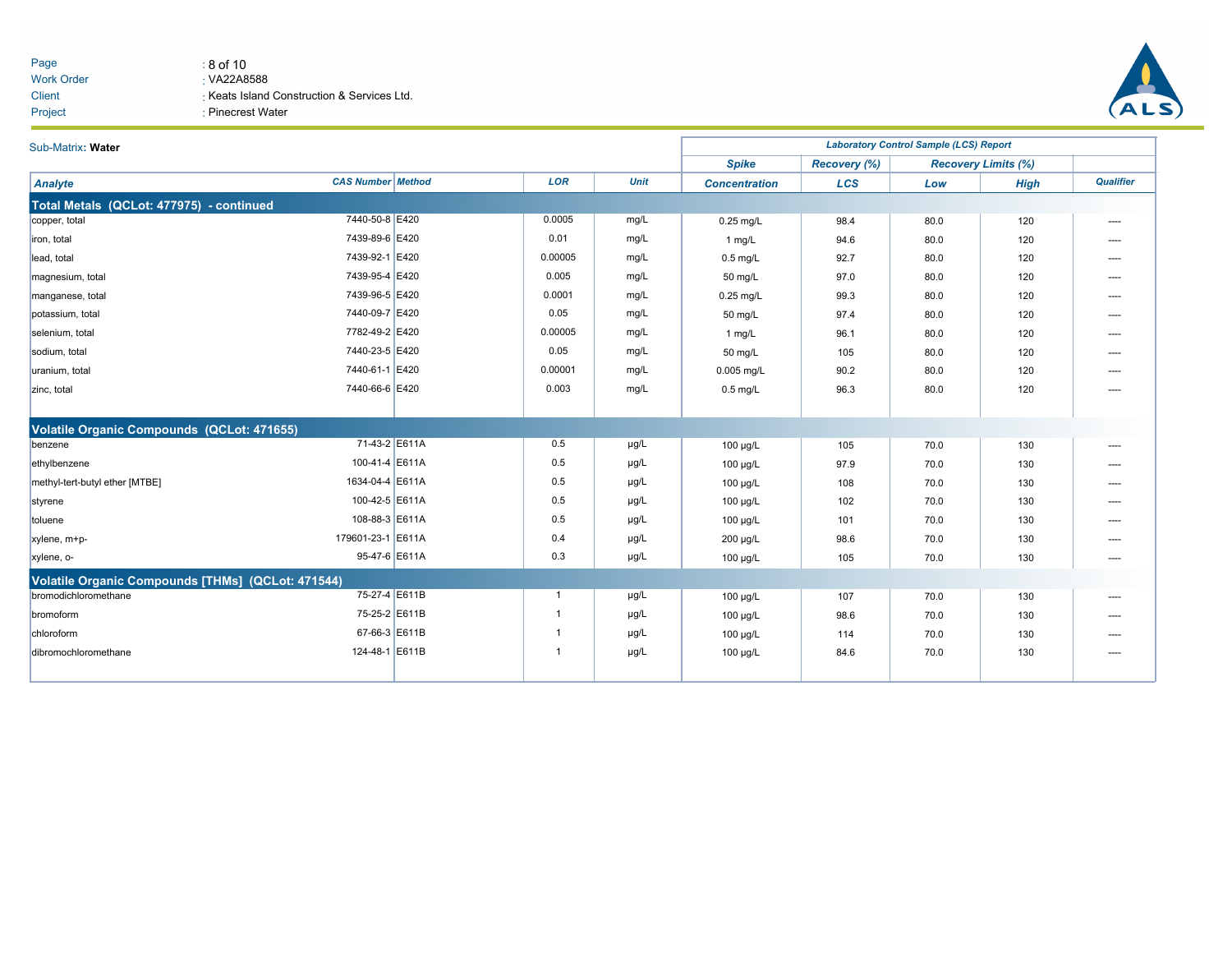Sub-Matrix: **Water**

| Analyte | CAS Number | Method | LOR | Unit | Laboratory Control Sample (LCS) Report | | | | |
|---|---|---|---|---|---|---|---|---|---|
| | | | | | Spike | Recovery (%) | Recovery Limits (%) | | |
| | | | | | Concentration | LCS | Low | High | Qualifier |
| **Total Metals (QCLot: 477975) - continued** | | | | | | | | | |
| copper, total | 7440-50-8 | E420 | 0.0005 | mg/L | 0.25 mg/L | 98.4 | 80.0 | 120 | ---- |
| iron, total | 7439-89-6 | E420 | 0.01 | mg/L | 1 mg/L | 94.6 | 80.0 | 120 | ---- |
| lead, total | 7439-92-1 | E420 | 0.00005 | mg/L | 0.5 mg/L | 92.7 | 80.0 | 120 | ---- |
| magnesium, total | 7439-95-4 | E420 | 0.005 | mg/L | 50 mg/L | 97.0 | 80.0 | 120 | ---- |
| manganese, total | 7439-96-5 | E420 | 0.0001 | mg/L | 0.25 mg/L | 99.3 | 80.0 | 120 | ---- |
| potassium, total | 7440-09-7 | E420 | 0.05 | mg/L | 50 mg/L | 97.4 | 80.0 | 120 | ---- |
| selenium, total | 7782-49-2 | E420 | 0.00005 | mg/L | 1 mg/L | 96.1 | 80.0 | 120 | ---- |
| sodium, total | 7440-23-5 | E420 | 0.05 | mg/L | 50 mg/L | 105 | 80.0 | 120 | ---- |
| uranium, total | 7440-61-1 | E420 | 0.00001 | mg/L | 0.005 mg/L | 90.2 | 80.0 | 120 | ---- |
| zinc, total | 7440-66-6 | E420 | 0.003 | mg/L | 0.5 mg/L | 96.3 | 80.0 | 120 | ---- |
| **Volatile Organic Compounds (QCLot: 471655)** | | | | | | | | | |
| benzene | 71-43-2 | E611A | 0.5 | µg/L | 100 µg/L | 105 | 70.0 | 130 | ---- |
| ethylbenzene | 100-41-4 | E611A | 0.5 | µg/L | 100 µg/L | 97.9 | 70.0 | 130 | ---- |
| methyl-tert-butyl ether [MTBE] | 1634-04-4 | E611A | 0.5 | µg/L | 100 µg/L | 108 | 70.0 | 130 | ---- |
| styrene | 100-42-5 | E611A | 0.5 | µg/L | 100 µg/L | 102 | 70.0 | 130 | ---- |
| toluene | 108-88-3 | E611A | 0.5 | µg/L | 100 µg/L | 101 | 70.0 | 130 | ---- |
| xylene, m+p- | 179601-23-1 | E611A | 0.4 | µg/L | 200 µg/L | 98.6 | 70.0 | 130 | ---- |
| xylene, o- | 95-47-6 | E611A | 0.3 | µg/L | 100 µg/L | 105 | 70.0 | 130 | ---- |
| **Volatile Organic Compounds [THMs] (QCLot: 471544)** | | | | | | | | | |
| bromodichloromethane | 75-27-4 | E611B | 1 | µg/L | 100 µg/L | 107 | 70.0 | 130 | ---- |
| bromoform | 75-25-2 | E611B | 1 | µg/L | 100 µg/L | 98.6 | 70.0 | 130 | ---- |
| chloroform | 67-66-3 | E611B | 1 | µg/L | 100 µg/L | 114 | 70.0 | 130 | ---- |
| dibromochloromethane | 124-48-1 | E611B | 1 | µg/L | 100 µg/L | 84.6 | 70.0 | 130 | ---- |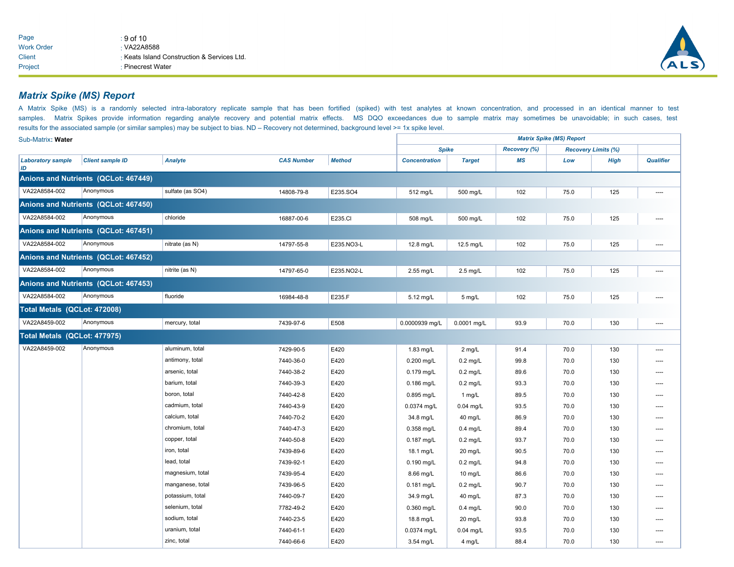Work Order : VA22A8588
Client : Keats Island Construction & Services Ltd.
Project : Pinecrest Water

## Matrix Spike (MS) Report

A Matrix Spike (MS) is a randomly selected intra-laboratory replicate sample that has been fortified (spiked) with test analytes at known concentration, and processed in an identical manner to test samples. Matrix Spikes provide information regarding analyte recovery and potential matrix effects. MS DQO exceedances due to sample matrix may sometimes be unavoidable; in such cases, test results for the associated sample (or similar samples) may be subject to bias. ND – Recovery not determined, background level >= 1x spike level.

Sub-Matrix: **Water**

| | | | | | Matrix Spike (MS) Report | | | | | |
|---|---|---|---|---|---|---|---|---|---|---|
| | | | | | Spike | | Recovery (%) | Recovery Limits (%) | | |
| Laboratory sample ID | Client sample ID | Analyte | CAS Number | Method | Concentration | Target | MS | Low | High | Qualifier |
| **Anions and Nutrients (QCLot: 467449)** | | | | | | | | | | |
| VA22A8584-002 | Anonymous | sulfate (as SO4) | 14808-79-8 | E235.SO4 | 512 mg/L | 500 mg/L | 102 | 75.0 | 125 | ---- |
| **Anions and Nutrients (QCLot: 467450)** | | | | | | | | | | |
| VA22A8584-002 | Anonymous | chloride | 16887-00-6 | E235.Cl | 508 mg/L | 500 mg/L | 102 | 75.0 | 125 | ---- |
| **Anions and Nutrients (QCLot: 467451)** | | | | | | | | | | |
| VA22A8584-002 | Anonymous | nitrate (as N) | 14797-55-8 | E235.NO3-L | 12.8 mg/L | 12.5 mg/L | 102 | 75.0 | 125 | ---- |
| **Anions and Nutrients (QCLot: 467452)** | | | | | | | | | | |
| VA22A8584-002 | Anonymous | nitrite (as N) | 14797-65-0 | E235.NO2-L | 2.55 mg/L | 2.5 mg/L | 102 | 75.0 | 125 | ---- |
| **Anions and Nutrients (QCLot: 467453)** | | | | | | | | | | |
| VA22A8584-002 | Anonymous | fluoride | 16984-48-8 | E235.F | 5.12 mg/L | 5 mg/L | 102 | 75.0 | 125 | ---- |
| **Total Metals (QCLot: 472008)** | | | | | | | | | | |
| VA22A8459-002 | Anonymous | mercury, total | 7439-97-6 | E508 | 0.0000939 mg/L | 0.0001 mg/L | 93.9 | 70.0 | 130 | ---- |
| **Total Metals (QCLot: 477975)** | | | | | | | | | | |
| VA22A8459-002 | Anonymous | aluminum, total | 7429-90-5 | E420 | 1.83 mg/L | 2 mg/L | 91.4 | 70.0 | 130 | ---- |
| | | antimony, total | 7440-36-0 | E420 | 0.200 mg/L | 0.2 mg/L | 99.8 | 70.0 | 130 | ---- |
| | | arsenic, total | 7440-38-2 | E420 | 0.179 mg/L | 0.2 mg/L | 89.6 | 70.0 | 130 | ---- |
| | | barium, total | 7440-39-3 | E420 | 0.186 mg/L | 0.2 mg/L | 93.3 | 70.0 | 130 | ---- |
| | | boron, total | 7440-42-8 | E420 | 0.895 mg/L | 1 mg/L | 89.5 | 70.0 | 130 | ---- |
| | | cadmium, total | 7440-43-9 | E420 | 0.0374 mg/L | 0.04 mg/L | 93.5 | 70.0 | 130 | ---- |
| | | calcium, total | 7440-70-2 | E420 | 34.8 mg/L | 40 mg/L | 86.9 | 70.0 | 130 | ---- |
| | | chromium, total | 7440-47-3 | E420 | 0.358 mg/L | 0.4 mg/L | 89.4 | 70.0 | 130 | ---- |
| | | copper, total | 7440-50-8 | E420 | 0.187 mg/L | 0.2 mg/L | 93.7 | 70.0 | 130 | ---- |
| | | iron, total | 7439-89-6 | E420 | 18.1 mg/L | 20 mg/L | 90.5 | 70.0 | 130 | ---- |
| | | lead, total | 7439-92-1 | E420 | 0.190 mg/L | 0.2 mg/L | 94.8 | 70.0 | 130 | ---- |
| | | magnesium, total | 7439-95-4 | E420 | 8.66 mg/L | 10 mg/L | 86.6 | 70.0 | 130 | ---- |
| | | manganese, total | 7439-96-5 | E420 | 0.181 mg/L | 0.2 mg/L | 90.7 | 70.0 | 130 | ---- |
| | | potassium, total | 7440-09-7 | E420 | 34.9 mg/L | 40 mg/L | 87.3 | 70.0 | 130 | ---- |
| | | selenium, total | 7782-49-2 | E420 | 0.360 mg/L | 0.4 mg/L | 90.0 | 70.0 | 130 | ---- |
| | | sodium, total | 7440-23-5 | E420 | 18.8 mg/L | 20 mg/L | 93.8 | 70.0 | 130 | ---- |
| | | uranium, total | 7440-61-1 | E420 | 0.0374 mg/L | 0.04 mg/L | 93.5 | 70.0 | 130 | ---- |
| | | zinc, total | 7440-66-6 | E420 | 3.54 mg/L | 4 mg/L | 88.4 | 70.0 | 130 | ---- |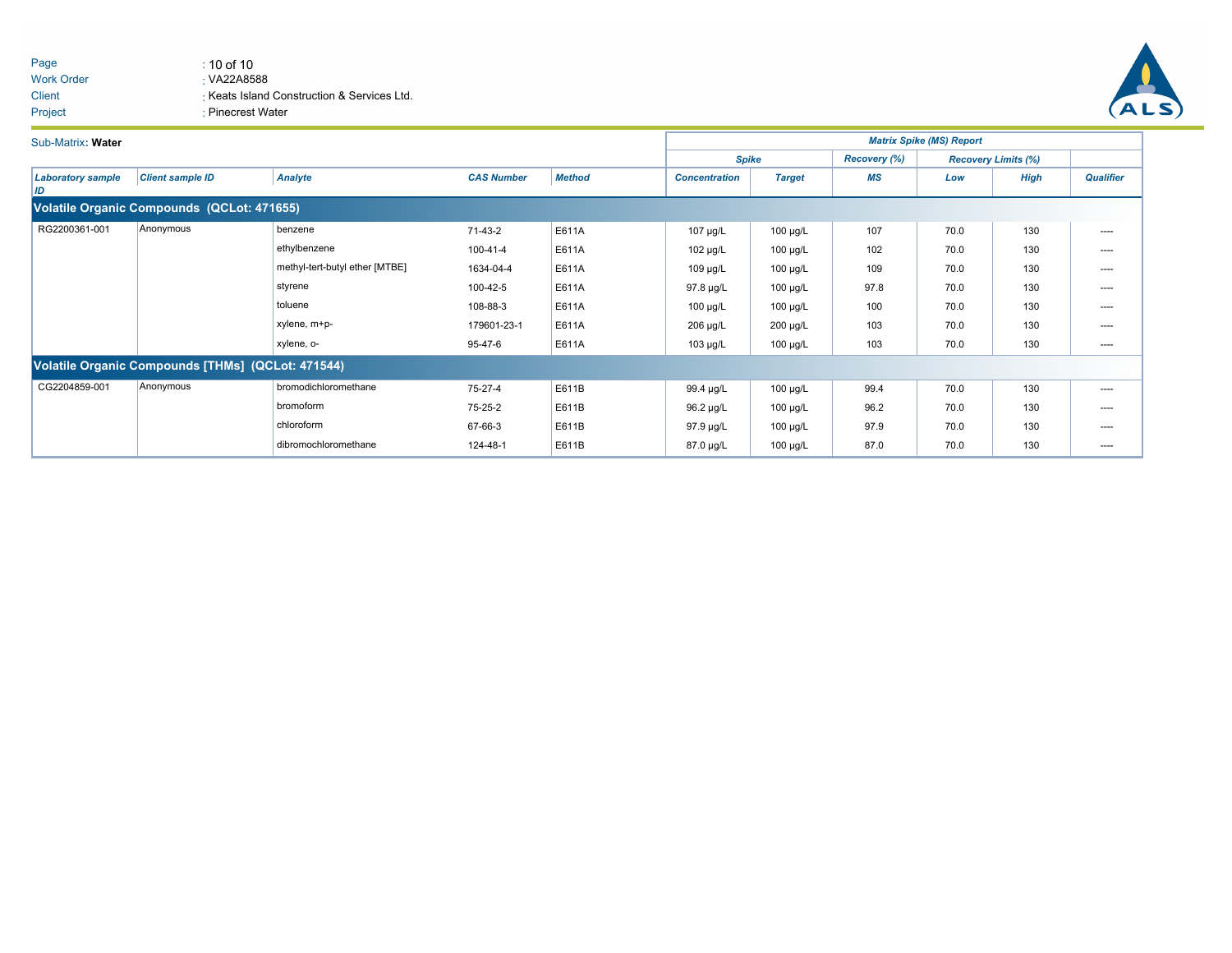Sub-Matrix: **Water**

| Laboratory sample ID | Client sample ID | Analyte | CAS Number | Method | Matrix Spike (MS) Report | | | | | |
|---|---|---|---|---|---|---|---|---|---|---|
| | | | | | Spike | | Recovery (%) | Recovery Limits (%) | | |
| | | | | | Concentration | Target | MS | Low | High | Qualifier |
| **Volatile Organic Compounds (QCLot: 471655)** | | | | | | | | | | |
| RG2200361-001 | Anonymous | benzene | 71-43-2 | E611A | 107 µg/L | 100 µg/L | 107 | 70.0 | 130 | ---- |
| | | ethylbenzene | 100-41-4 | E611A | 102 µg/L | 100 µg/L | 102 | 70.0 | 130 | ---- |
| | | methyl-tert-butyl ether [MTBE] | 1634-04-4 | E611A | 109 µg/L | 100 µg/L | 109 | 70.0 | 130 | ---- |
| | | styrene | 100-42-5 | E611A | 97.8 µg/L | 100 µg/L | 97.8 | 70.0 | 130 | ---- |
| | | toluene | 108-88-3 | E611A | 100 µg/L | 100 µg/L | 100 | 70.0 | 130 | ---- |
| | | xylene, m+p- | 179601-23-1 | E611A | 206 µg/L | 200 µg/L | 103 | 70.0 | 130 | ---- |
| | | xylene, o- | 95-47-6 | E611A | 103 µg/L | 100 µg/L | 103 | 70.0 | 130 | ---- |
| **Volatile Organic Compounds [THMs] (QCLot: 471544)** | | | | | | | | | | |
| CG2204859-001 | Anonymous | bromodichloromethane | 75-27-4 | E611B | 99.4 µg/L | 100 µg/L | 99.4 | 70.0 | 130 | ---- |
| | | bromoform | 75-25-2 | E611B | 96.2 µg/L | 100 µg/L | 96.2 | 70.0 | 130 | ---- |
| | | chloroform | 67-66-3 | E611B | 97.9 µg/L | 100 µg/L | 97.9 | 70.0 | 130 | ---- |
| | | dibromochloromethane | 124-48-1 | E611B | 87.0 µg/L | 100 µg/L | 87.0 | 70.0 | 130 | ---- |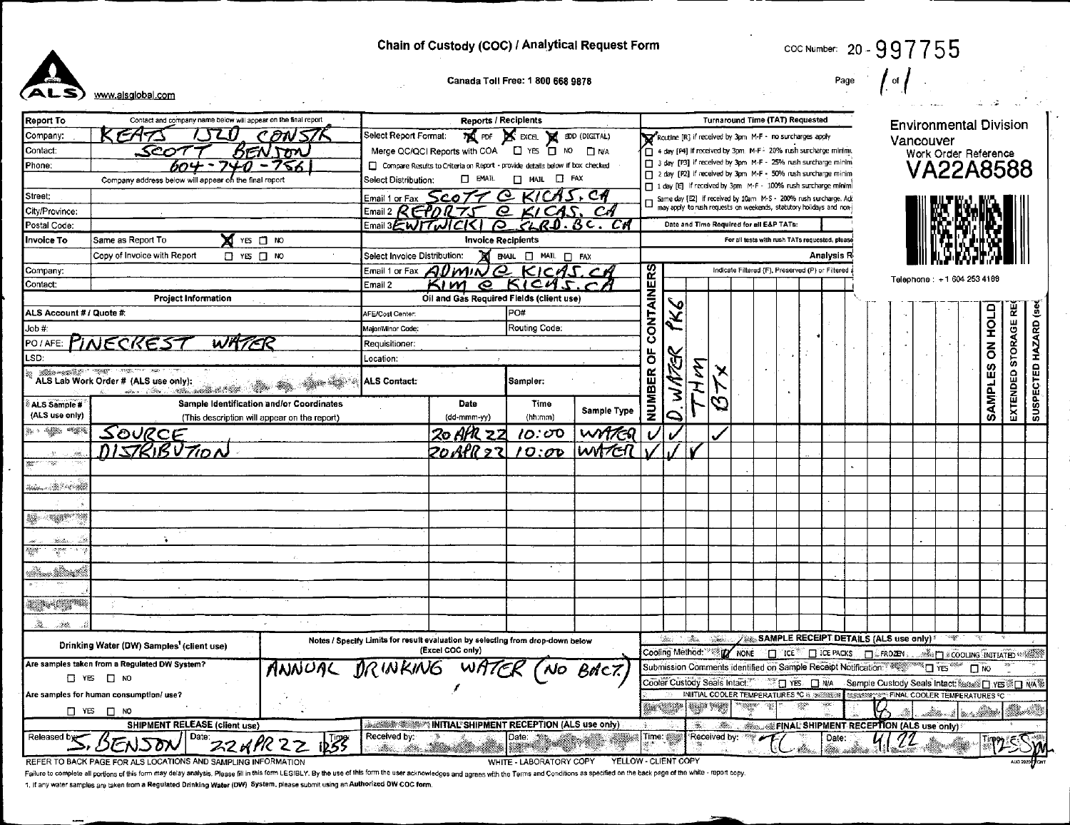# Chain of Custody (COC) / Analytical Request Form

ALS www.alsglobal.com

Canada Toll Free: 1 800 668 9878

COC Number: 20 - 997755

Page 1 of 1

**Environmental Division**
**Vancouver**
Work Order Reference
**VA22A8588**

Telephone : +1 604 253 4188

| Report To | Contact and company name below will appear on the final report |
|---|---|
| Company: | KEATS ISLD CONSTR |
| Contact: | SCOTT BENSON |
| Phone: | 604-740-7561 |
| | Company address below will appear on the final report |
| Street: | |
| City/Province: | |
| Postal Code: | |
| Invoice To | Same as Report To ☒ YES ☐ NO |
| | Copy of Invoice with Report ☐ YES ☐ NO |
| Company: | |
| Contact: | |

**Reports / Recipients**

Select Report Format: ☒ PDF ☒ EXCEL ☒ EDD (DIGITAL)

Merge QC/QCI Reports with COA ☐ YES ☐ NO ☐ N/A

☐ Compare Results to Criteria on Report - provide details below if box checked

Select Distribution: ☐ EMAIL ☐ MAIL ☐ FAX

Email 1 or Fax: SCOTT @ KICAS.CA

Email 2: REPORTS @ KICAS.CA

Email 3: EWITWICKI @ SCRD.BC.CA

**Invoice Recipients**

Select Invoice Distribution: ☒ EMAIL ☐ MAIL ☐ FAX

Email 1 or Fax: ADMIN @ KICAS.CA

Email 2: KIM @ KICAS.CA

**Turnaround Time (TAT) Requested**

☒ Routine [R] if received by 3pm M-F - no surcharges apply
☐ 4 day [P4] if received by 3pm M-F - 20% rush surcharge minimu
☐ 3 day [P3] if received by 3pm M-F - 25% rush surcharge minim
☐ 2 day [P2] if received by 3pm M-F - 50% rush surcharge minim
☐ 1 day [E] if received by 3pm M-F - 100% rush surcharge minim
☐ Same day [E2] if received by 10am M-S - 200% rush surcharge. Ad may apply to rush requests on weekends, statutory holidays and non-

Date and Time Required for all E&P TATs:

For all tests with rush TATs requested, please

**Project Information**

ALS Account # / Quote #:

Job #:

PO / AFE: PINECREST WATER

LSD:

ALS Lab Work Order # (ALS use only):

**Oil and Gas Required Fields (client use)**

AFE/Cost Center: | PO#
Major/Minor Code: | Routing Code:
Requisitioner:
Location:
ALS Contact: | Sampler:

| ALS Sample # (ALS use only) | Sample Identification and/or Coordinates (This description will appear on the report) | Date (dd-mmm-yy) | Time (hh:mm) | Sample Type | NUMBER OF CONTAINERS | D.WATER PK6 | THM | BTX | SAMPLES ON HOLD | EXTENDED STORAGE RE | SUSPECTED HAZARD (se |
|---|---|---|---|---|---|---|---|---|---|---|---|
| | SOURCE | 20 APR 22 | 10:00 | WATER | ✓ | ✓ | | ✓ | | | |
| | DISTRIBUTION | 20 APR 22 | 10:00 | WATER | ✓ | ✓ | ✓ | | | | |

**Drinking Water (DW) Samples[1] (client use)**

Are samples taken from a Regulated DW System? ☐ YES ☐ NO

Are samples for human consumption/ use? ☐ YES ☐ NO

Notes / Specify Limits for result evaluation by selecting from drop-down below (Excel COC only)

ANNUAL DRINKING WATER (NO BACT.)

**SAMPLE RECEIPT DETAILS (ALS use only)**

Cooling Method: ☒ NONE ☐ ICE ☐ ICE PACKS ☐ FROZEN ☐ COOLING INITIATED

Submission Comments identified on Sample Receipt Notification: ☐ YES ☐ NO

Cooler Custody Seals Intact: ☐ YES ☐ N/A   Sample Custody Seals Intact: ☐ YES ☐ N/A

INITIAL COOLER TEMPERATURES °C | FINAL COOLER TEMPERATURES °C: 12

| SHIPMENT RELEASE (client use) | INITIAL SHIPMENT RECEPTION (ALS use only) | FINAL SHIPMENT RECEPTION (ALS use only) |
|---|---|---|
| Released by: S. BENSON Date: 22 APR 22 Time: 1253 | Received by: Date: Time: | Received by: TC Date: 4/22 Time: 1255 |

REFER TO BACK PAGE FOR ALS LOCATIONS AND SAMPLING INFORMATION

WHITE - LABORATORY COPY    YELLOW - CLIENT COPY

Failure to complete all portions of this form may delay analysis. Please fill in this form LEGIBLY. By the use of this form the user acknowledges and agrees with the Terms and Conditions as specified on the back page of the white - report copy.

1. If any water samples are taken from a Regulated Drinking Water (DW) System, please submit using an Authorized DW COC form.